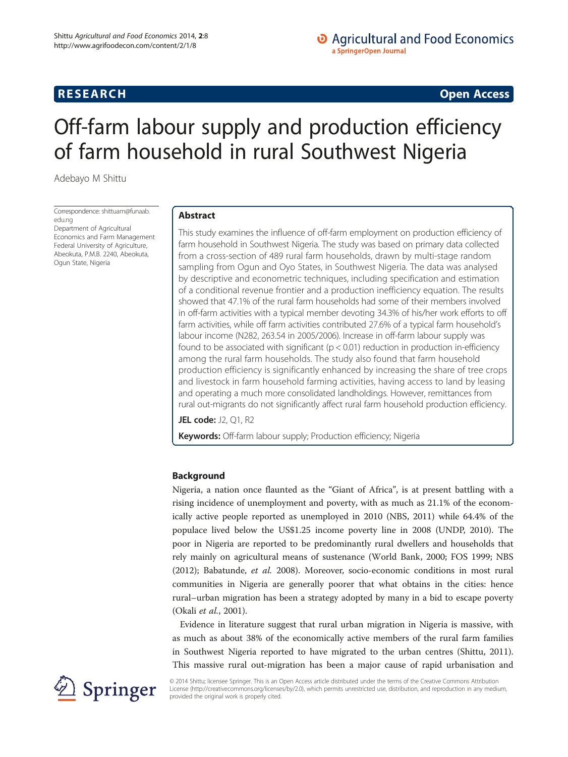**RESEARCH** **Open Access**

# Off-farm labour supply and production efficiency of farm household in rural Southwest Nigeria

Adebayo M Shittu

Correspondence: shittuam@funaab.edu.ng
Department of Agricultural Economics and Farm Management Federal University of Agriculture, Abeokuta, P.M.B. 2240, Abeokuta, Ogun State, Nigeria

## Abstract

This study examines the influence of off-farm employment on production efficiency of farm household in Southwest Nigeria. The study was based on primary data collected from a cross-section of 489 rural farm households, drawn by multi-stage random sampling from Ogun and Oyo States, in Southwest Nigeria. The data was analysed by descriptive and econometric techniques, including specification and estimation of a conditional revenue frontier and a production inefficiency equation. The results showed that 47.1% of the rural farm households had some of their members involved in off-farm activities with a typical member devoting 34.3% of his/her work efforts to off farm activities, while off farm activities contributed 27.6% of a typical farm household's labour income (N282, 263.54 in 2005/2006). Increase in off-farm labour supply was found to be associated with significant ($p < 0.01$) reduction in production in-efficiency among the rural farm households. The study also found that farm household production efficiency is significantly enhanced by increasing the share of tree crops and livestock in farm household farming activities, having access to land by leasing and operating a much more consolidated landholdings. However, remittances from rural out-migrants do not significantly affect rural farm household production efficiency.

**JEL code:** J2, Q1, R2

**Keywords:** Off-farm labour supply; Production efficiency; Nigeria

## Background

Nigeria, a nation once flaunted as the "Giant of Africa", is at present battling with a rising incidence of unemployment and poverty, with as much as 21.1% of the economically active people reported as unemployed in 2010 (NBS, 2011) while 64.4% of the populace lived below the US$1.25 income poverty line in 2008 (UNDP, 2010). The poor in Nigeria are reported to be predominantly rural dwellers and households that rely mainly on agricultural means of sustenance (World Bank, 2000; FOS 1999; NBS (2012); Babatunde, *et al.* 2008). Moreover, socio-economic conditions in most rural communities in Nigeria are generally poorer that what obtains in the cities: hence rural–urban migration has been a strategy adopted by many in a bid to escape poverty (Okali *et al.*, 2001).

Evidence in literature suggest that rural urban migration in Nigeria is massive, with as much as about 38% of the economically active members of the rural farm families in Southwest Nigeria reported to have migrated to the urban centres (Shittu, 2011). This massive rural out-migration has been a major cause of rapid urbanisation and

© 2014 Shittu; licensee Springer. This is an Open Access article distributed under the terms of the Creative Commons Attribution License (http://creativecommons.org/licenses/by/2.0), which permits unrestricted use, distribution, and reproduction in any medium, provided the original work is properly cited.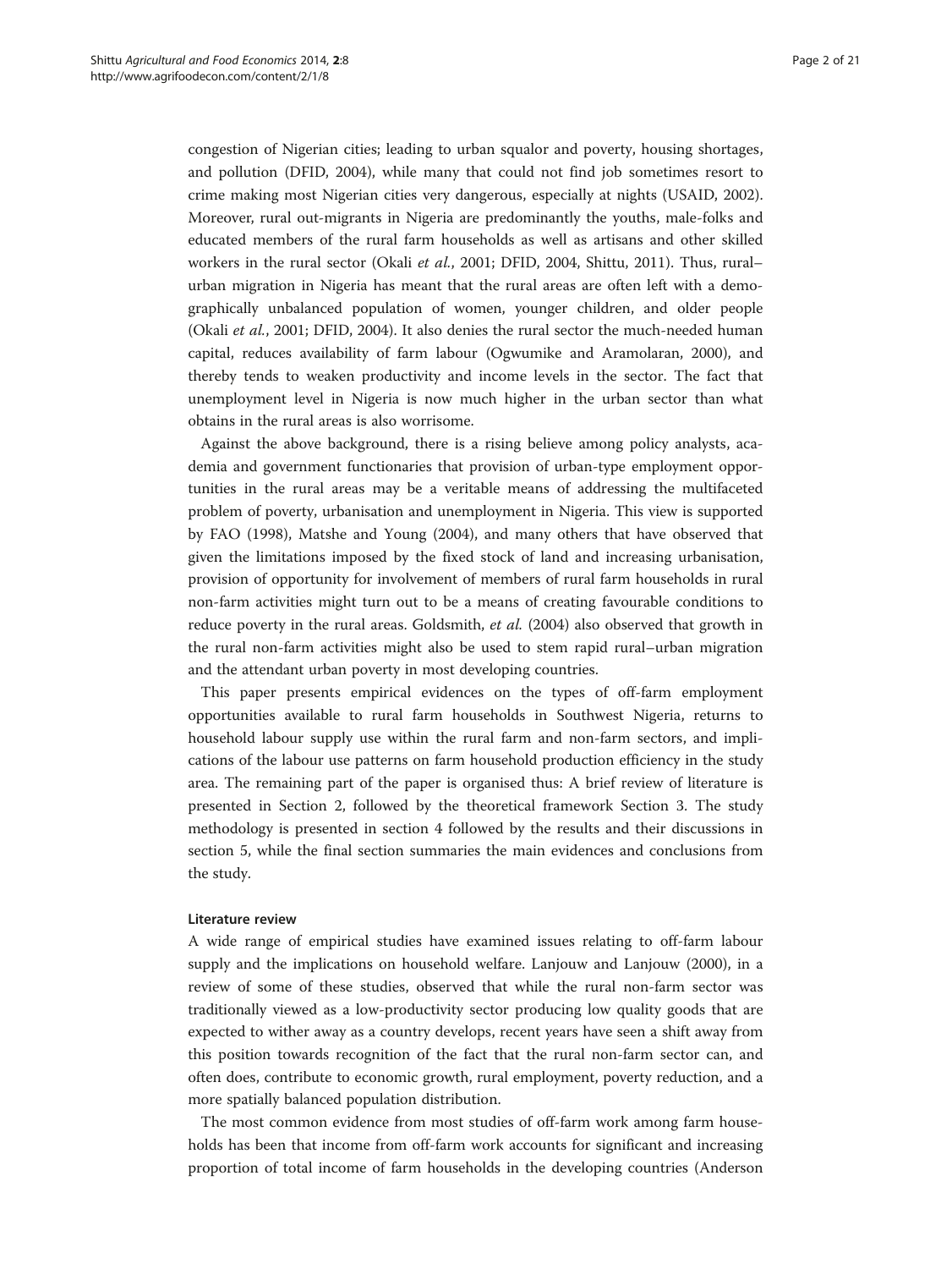congestion of Nigerian cities; leading to urban squalor and poverty, housing shortages, and pollution (DFID, 2004), while many that could not find job sometimes resort to crime making most Nigerian cities very dangerous, especially at nights (USAID, 2002). Moreover, rural out-migrants in Nigeria are predominantly the youths, male-folks and educated members of the rural farm households as well as artisans and other skilled workers in the rural sector (Okali *et al.*, 2001; DFID, 2004, Shittu, 2011). Thus, rural–urban migration in Nigeria has meant that the rural areas are often left with a demographically unbalanced population of women, younger children, and older people (Okali *et al.*, 2001; DFID, 2004). It also denies the rural sector the much-needed human capital, reduces availability of farm labour (Ogwumike and Aramolaran, 2000), and thereby tends to weaken productivity and income levels in the sector. The fact that unemployment level in Nigeria is now much higher in the urban sector than what obtains in the rural areas is also worrisome.

Against the above background, there is a rising believe among policy analysts, academia and government functionaries that provision of urban-type employment opportunities in the rural areas may be a veritable means of addressing the multifaceted problem of poverty, urbanisation and unemployment in Nigeria. This view is supported by FAO (1998), Matshe and Young (2004), and many others that have observed that given the limitations imposed by the fixed stock of land and increasing urbanisation, provision of opportunity for involvement of members of rural farm households in rural non-farm activities might turn out to be a means of creating favourable conditions to reduce poverty in the rural areas. Goldsmith, *et al.* (2004) also observed that growth in the rural non-farm activities might also be used to stem rapid rural–urban migration and the attendant urban poverty in most developing countries.

This paper presents empirical evidences on the types of off-farm employment opportunities available to rural farm households in Southwest Nigeria, returns to household labour supply use within the rural farm and non-farm sectors, and implications of the labour use patterns on farm household production efficiency in the study area. The remaining part of the paper is organised thus: A brief review of literature is presented in Section 2, followed by the theoretical framework Section 3. The study methodology is presented in section 4 followed by the results and their discussions in section 5, while the final section summaries the main evidences and conclusions from the study.

## Literature review

A wide range of empirical studies have examined issues relating to off-farm labour supply and the implications on household welfare. Lanjouw and Lanjouw (2000), in a review of some of these studies, observed that while the rural non-farm sector was traditionally viewed as a low-productivity sector producing low quality goods that are expected to wither away as a country develops, recent years have seen a shift away from this position towards recognition of the fact that the rural non-farm sector can, and often does, contribute to economic growth, rural employment, poverty reduction, and a more spatially balanced population distribution.

The most common evidence from most studies of off-farm work among farm households has been that income from off-farm work accounts for significant and increasing proportion of total income of farm households in the developing countries (Anderson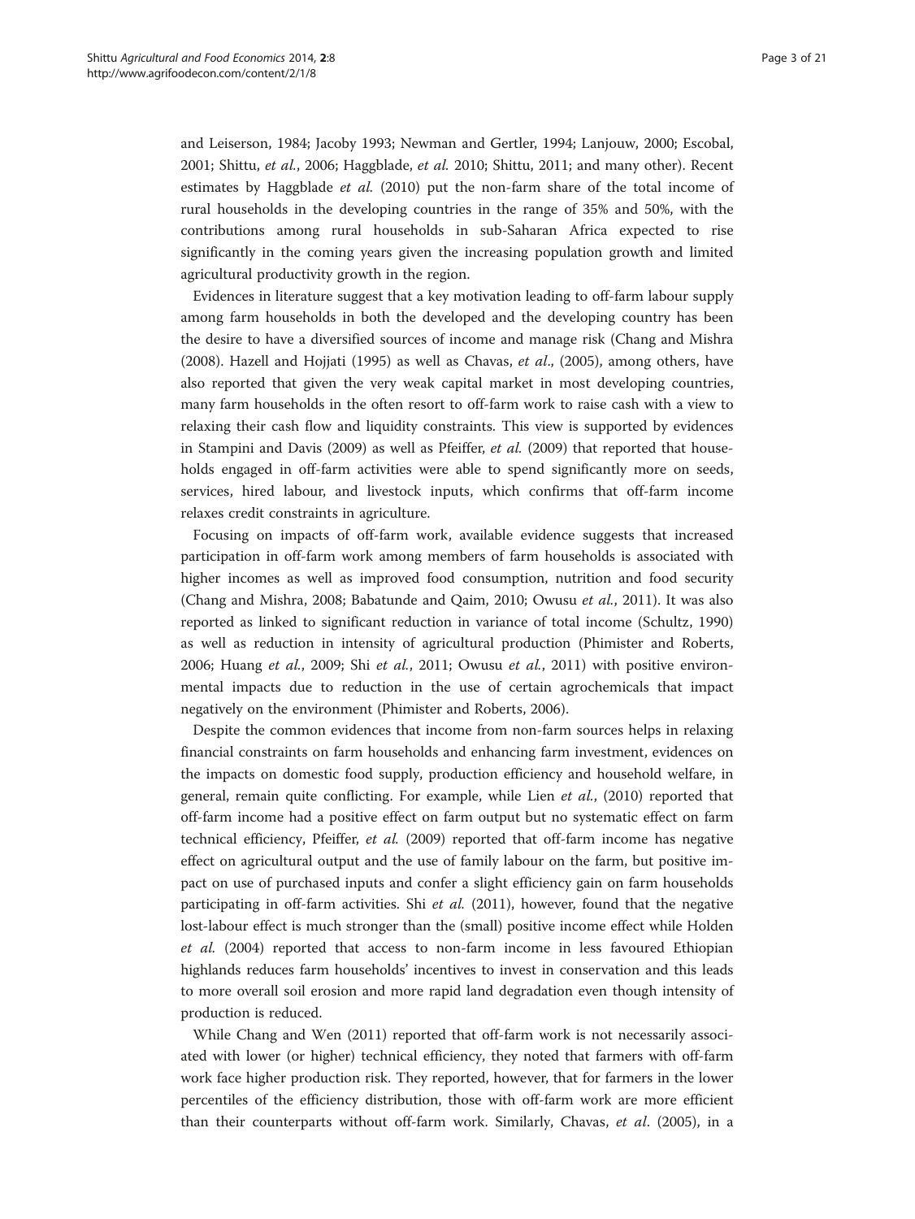and Leiserson, 1984; Jacoby 1993; Newman and Gertler, 1994; Lanjouw, 2000; Escobal, 2001; Shittu, *et al.*, 2006; Haggblade, *et al.* 2010; Shittu, 2011; and many other). Recent estimates by Haggblade *et al.* (2010) put the non-farm share of the total income of rural households in the developing countries in the range of 35% and 50%, with the contributions among rural households in sub-Saharan Africa expected to rise significantly in the coming years given the increasing population growth and limited agricultural productivity growth in the region.

Evidences in literature suggest that a key motivation leading to off-farm labour supply among farm households in both the developed and the developing country has been the desire to have a diversified sources of income and manage risk (Chang and Mishra (2008). Hazell and Hojjati (1995) as well as Chavas, *et al*., (2005), among others, have also reported that given the very weak capital market in most developing countries, many farm households in the often resort to off-farm work to raise cash with a view to relaxing their cash flow and liquidity constraints. This view is supported by evidences in Stampini and Davis (2009) as well as Pfeiffer, *et al.* (2009) that reported that households engaged in off-farm activities were able to spend significantly more on seeds, services, hired labour, and livestock inputs, which confirms that off-farm income relaxes credit constraints in agriculture.

Focusing on impacts of off-farm work, available evidence suggests that increased participation in off-farm work among members of farm households is associated with higher incomes as well as improved food consumption, nutrition and food security (Chang and Mishra, 2008; Babatunde and Qaim, 2010; Owusu *et al.*, 2011). It was also reported as linked to significant reduction in variance of total income (Schultz, 1990) as well as reduction in intensity of agricultural production (Phimister and Roberts, 2006; Huang *et al.*, 2009; Shi *et al.*, 2011; Owusu *et al.*, 2011) with positive environmental impacts due to reduction in the use of certain agrochemicals that impact negatively on the environment (Phimister and Roberts, 2006).

Despite the common evidences that income from non-farm sources helps in relaxing financial constraints on farm households and enhancing farm investment, evidences on the impacts on domestic food supply, production efficiency and household welfare, in general, remain quite conflicting. For example, while Lien *et al.*, (2010) reported that off-farm income had a positive effect on farm output but no systematic effect on farm technical efficiency, Pfeiffer, *et al.* (2009) reported that off-farm income has negative effect on agricultural output and the use of family labour on the farm, but positive impact on use of purchased inputs and confer a slight efficiency gain on farm households participating in off-farm activities. Shi *et al.* (2011), however, found that the negative lost-labour effect is much stronger than the (small) positive income effect while Holden *et al.* (2004) reported that access to non-farm income in less favoured Ethiopian highlands reduces farm households' incentives to invest in conservation and this leads to more overall soil erosion and more rapid land degradation even though intensity of production is reduced.

While Chang and Wen (2011) reported that off-farm work is not necessarily associated with lower (or higher) technical efficiency, they noted that farmers with off-farm work face higher production risk. They reported, however, that for farmers in the lower percentiles of the efficiency distribution, those with off-farm work are more efficient than their counterparts without off-farm work. Similarly, Chavas, *et al*. (2005), in a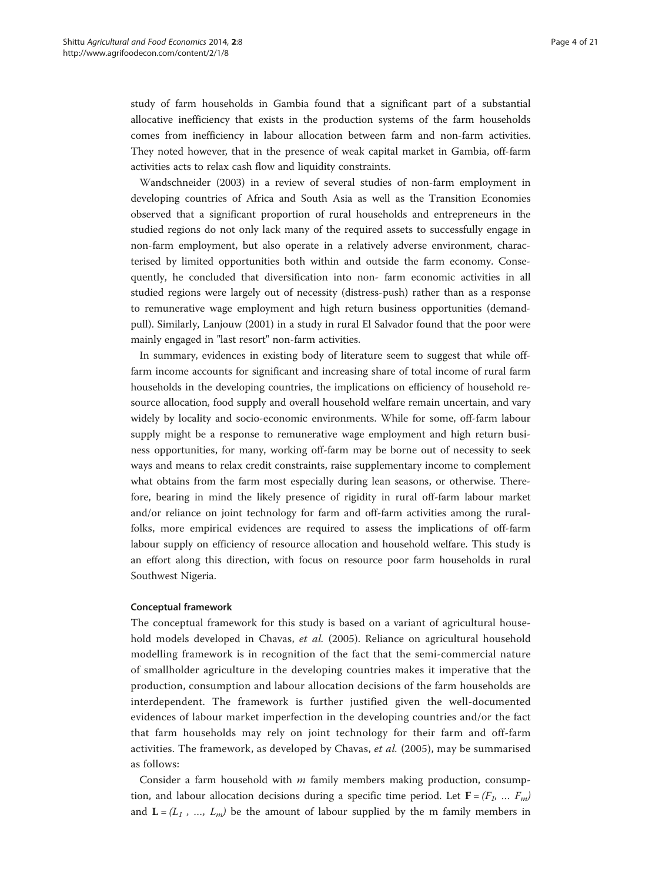study of farm households in Gambia found that a significant part of a substantial allocative inefficiency that exists in the production systems of the farm households comes from inefficiency in labour allocation between farm and non-farm activities. They noted however, that in the presence of weak capital market in Gambia, off-farm activities acts to relax cash flow and liquidity constraints.

Wandschneider (2003) in a review of several studies of non-farm employment in developing countries of Africa and South Asia as well as the Transition Economies observed that a significant proportion of rural households and entrepreneurs in the studied regions do not only lack many of the required assets to successfully engage in non-farm employment, but also operate in a relatively adverse environment, characterised by limited opportunities both within and outside the farm economy. Consequently, he concluded that diversification into non- farm economic activities in all studied regions were largely out of necessity (distress-push) rather than as a response to remunerative wage employment and high return business opportunities (demand-pull). Similarly, Lanjouw (2001) in a study in rural El Salvador found that the poor were mainly engaged in "last resort" non-farm activities.

In summary, evidences in existing body of literature seem to suggest that while off-farm income accounts for significant and increasing share of total income of rural farm households in the developing countries, the implications on efficiency of household resource allocation, food supply and overall household welfare remain uncertain, and vary widely by locality and socio-economic environments. While for some, off-farm labour supply might be a response to remunerative wage employment and high return business opportunities, for many, working off-farm may be borne out of necessity to seek ways and means to relax credit constraints, raise supplementary income to complement what obtains from the farm most especially during lean seasons, or otherwise. Therefore, bearing in mind the likely presence of rigidity in rural off-farm labour market and/or reliance on joint technology for farm and off-farm activities among the rural-folks, more empirical evidences are required to assess the implications of off-farm labour supply on efficiency of resource allocation and household welfare. This study is an effort along this direction, with focus on resource poor farm households in rural Southwest Nigeria.

### Conceptual framework

The conceptual framework for this study is based on a variant of agricultural household models developed in Chavas, *et al.* (2005). Reliance on agricultural household modelling framework is in recognition of the fact that the semi-commercial nature of smallholder agriculture in the developing countries makes it imperative that the production, consumption and labour allocation decisions of the farm households are interdependent. The framework is further justified given the well-documented evidences of labour market imperfection in the developing countries and/or the fact that farm households may rely on joint technology for their farm and off-farm activities. The framework, as developed by Chavas, *et al.* (2005), may be summarised as follows:

Consider a farm household with $m$ family members making production, consumption, and labour allocation decisions during a specific time period. Let $\mathbf{F} = (F_1, \ldots F_m)$ and $\mathbf{L} = (L_1, \ldots, L_m)$ be the amount of labour supplied by the m family members in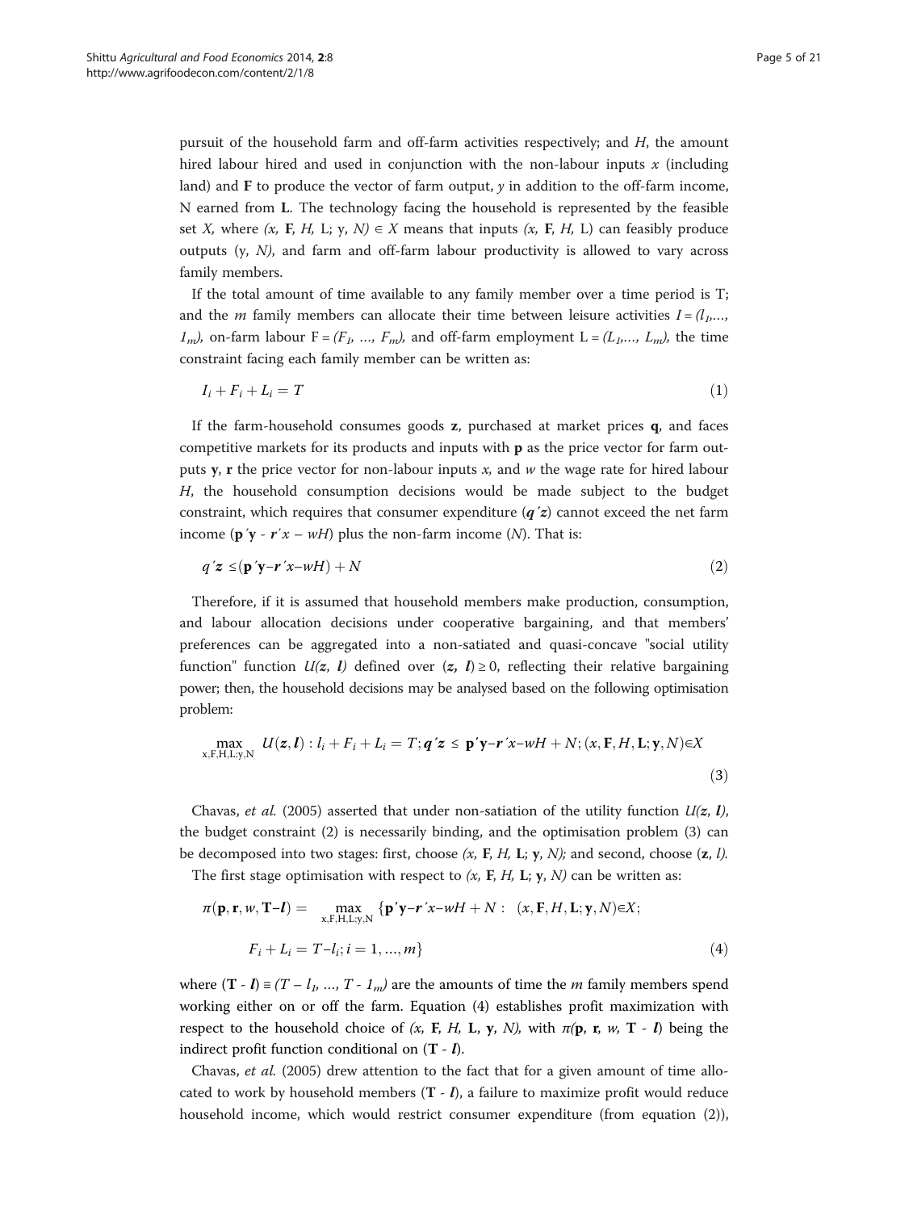pursuit of the household farm and off-farm activities respectively; and $H$, the amount hired labour hired and used in conjunction with the non-labour inputs $x$ (including land) and $\mathbf{F}$ to produce the vector of farm output, $y$ in addition to the off-farm income, N earned from $\mathbf{L}$. The technology facing the household is represented by the feasible set $X$, where $(x, \mathbf{F}, H, \mathrm{L}; \mathrm{y}, N) \in X$ means that inputs $(x, \mathbf{F}, H, \mathrm{L})$ can feasibly produce outputs $(\mathrm{y}, N)$, and farm and off-farm labour productivity is allowed to vary across family members.

If the total amount of time available to any family member over a time period is T; and the $m$ family members can allocate their time between leisure activities $I = (l_1, \ldots, 1_m)$, on-farm labour $\mathrm{F} = (F_1, \ldots, F_m)$, and off-farm employment $\mathrm{L} = (L_1, \ldots, L_m)$, the time constraint facing each family member can be written as:

$$I_i + F_i + L_i = T \tag{1}$$

If the farm-household consumes goods $\mathbf{z}$, purchased at market prices $\mathbf{q}$, and faces competitive markets for its products and inputs with $\mathbf{p}$ as the price vector for farm outputs $\mathbf{y}$, $\mathbf{r}$ the price vector for non-labour inputs $x$, and $w$ the wage rate for hired labour $H$, the household consumption decisions would be made subject to the budget constraint, which requires that consumer expenditure ($\boldsymbol{q}'\boldsymbol{z}$) cannot exceed the net farm income ($\mathbf{p}'\mathbf{y} - \boldsymbol{r}'x - wH$) plus the non-farm income ($N$). That is:

$$q'\boldsymbol{z} \leq (\mathbf{p}'\mathbf{y} - \boldsymbol{r}'x - wH) + N \tag{2}$$

Therefore, if it is assumed that household members make production, consumption, and labour allocation decisions under cooperative bargaining, and that members' preferences can be aggregated into a non-satiated and quasi-concave "social utility function" function $U(\boldsymbol{z}, \boldsymbol{l})$ defined over $(\boldsymbol{z}, \boldsymbol{l}) \geq 0$, reflecting their relative bargaining power; then, the household decisions may be analysed based on the following optimisation problem:

$$\max_{\mathrm{x,F,H,L;y,N}} \; U(\boldsymbol{z}, \boldsymbol{l}) : l_i + F_i + L_i = T; \boldsymbol{q}'\boldsymbol{z} \leq \mathbf{p}'\mathbf{y} - \boldsymbol{r}'x - wH + N; (x, \mathbf{F}, H, \mathbf{L}; \mathbf{y}, N) \in X \tag{3}$$

Chavas, *et al.* (2005) asserted that under non-satiation of the utility function $U(\boldsymbol{z}, \boldsymbol{l})$, the budget constraint (2) is necessarily binding, and the optimisation problem (3) can be decomposed into two stages: first, choose $(x, \mathbf{F}, H, \mathbf{L}; \mathbf{y}, N)$; and second, choose $(\mathbf{z}, l)$.

The first stage optimisation with respect to $(x, \mathbf{F}, H, \mathbf{L}; \mathbf{y}, N)$ can be written as:

$$\pi(\mathbf{p}, \mathbf{r}, w, \mathbf{T} - \boldsymbol{l}) = \max_{\mathrm{x,F,H,L;y,N}} \{\mathbf{p}'\mathbf{y} - \boldsymbol{r}'x - wH + N : \; (x, \mathbf{F}, H, \mathbf{L}; \mathbf{y}, N) \in X;$$
$$F_i + L_i = T - l_i; i = 1, \ldots, m\} \tag{4}$$

where $(\mathbf{T} - \boldsymbol{l}) \equiv (T - l_1, \ldots, T - 1_m)$ are the amounts of time the $m$ family members spend working either on or off the farm. Equation (4) establishes profit maximization with respect to the household choice of $(x, \mathbf{F}, H, \mathbf{L}, \mathbf{y}, N)$, with $\pi(\mathbf{p}, \mathbf{r}, w, \mathbf{T} - \boldsymbol{l})$ being the indirect profit function conditional on $(\mathbf{T} - \boldsymbol{l})$.

Chavas, *et al.* (2005) drew attention to the fact that for a given amount of time allocated to work by household members $(\mathbf{T} - \boldsymbol{l})$, a failure to maximize profit would reduce household income, which would restrict consumer expenditure (from equation (2)),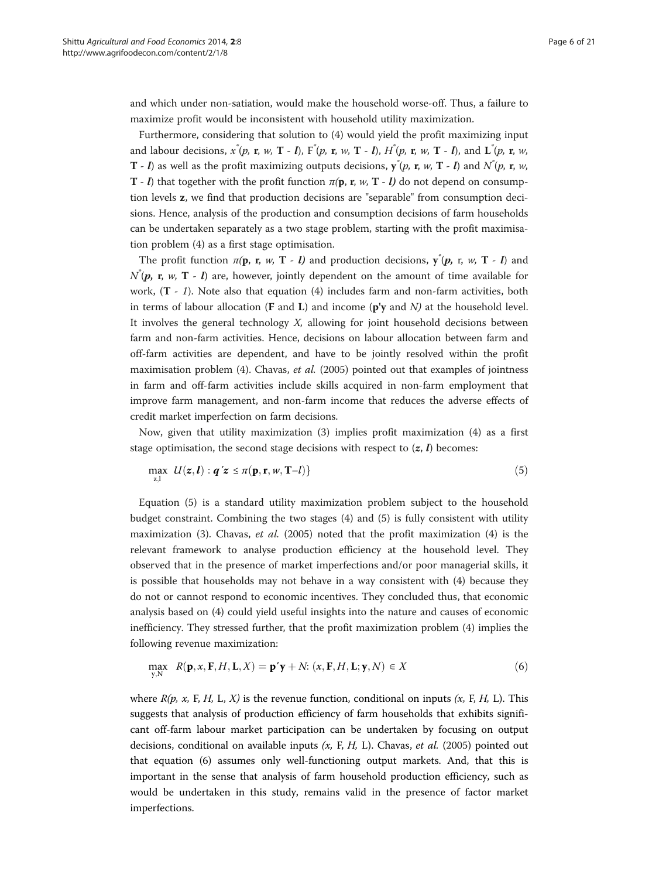and which under non-satiation, would make the household worse-off. Thus, a failure to maximize profit would be inconsistent with household utility maximization.

Furthermore, considering that solution to (4) would yield the profit maximizing input and labour decisions, $x^*(p, \mathbf{r}, w, \mathbf{T} - \boldsymbol{l})$, $F^*(p, \mathbf{r}, w, \mathbf{T} - \boldsymbol{l})$, $H^*(p, \mathbf{r}, w, \mathbf{T} - \boldsymbol{l})$, and $\mathbf{L}^*(p, \mathbf{r}, w, \mathbf{T} - \boldsymbol{l})$ as well as the profit maximizing outputs decisions, $\mathbf{y}^*(p, \mathbf{r}, w, \mathbf{T} - \boldsymbol{l})$ and $N^*(p, \mathbf{r}, w, \mathbf{T} - \boldsymbol{l})$ that together with the profit function $\pi(\mathbf{p}, \mathbf{r}, w, \mathbf{T} - \boldsymbol{l})$ do not depend on consumption levels $\mathbf{z}$, we find that production decisions are "separable" from consumption decisions. Hence, analysis of the production and consumption decisions of farm households can be undertaken separately as a two stage problem, starting with the profit maximisation problem (4) as a first stage optimisation.

The profit function $\pi(\mathbf{p}, \mathbf{r}, w, \mathbf{T} - \boldsymbol{l})$ and production decisions, $\mathbf{y}^*(\boldsymbol{p}, \mathrm{r}, w, \mathbf{T} - \boldsymbol{l})$ and $N^*(\boldsymbol{p}, \mathbf{r}, w, \mathbf{T} - \boldsymbol{l})$ are, however, jointly dependent on the amount of time available for work, $(\mathbf{T} - 1)$. Note also that equation (4) includes farm and non-farm activities, both in terms of labour allocation (**F** and **L**) and income (**p'y** and *N)* at the household level. It involves the general technology *X,* allowing for joint household decisions between farm and non-farm activities. Hence, decisions on labour allocation between farm and off-farm activities are dependent, and have to be jointly resolved within the profit maximisation problem (4). Chavas, *et al.* (2005) pointed out that examples of jointness in farm and off-farm activities include skills acquired in non-farm employment that improve farm management, and non-farm income that reduces the adverse effects of credit market imperfection on farm decisions.

Now, given that utility maximization (3) implies profit maximization (4) as a first stage optimisation, the second stage decisions with respect to $(\boldsymbol{z}, \boldsymbol{l})$ becomes:

$$\max_{\mathrm{z,l}} \ U(\boldsymbol{z}, \boldsymbol{l}) : \boldsymbol{q}'\boldsymbol{z} \leq \pi(\mathbf{p}, \mathbf{r}, w, \mathbf{T}-l)\} \tag{5}$$

Equation (5) is a standard utility maximization problem subject to the household budget constraint. Combining the two stages (4) and (5) is fully consistent with utility maximization (3). Chavas, *et al.* (2005) noted that the profit maximization (4) is the relevant framework to analyse production efficiency at the household level. They observed that in the presence of market imperfections and/or poor managerial skills, it is possible that households may not behave in a way consistent with (4) because they do not or cannot respond to economic incentives. They concluded thus, that economic analysis based on (4) could yield useful insights into the nature and causes of economic inefficiency. They stressed further, that the profit maximization problem (4) implies the following revenue maximization:

$$\max_{\mathrm{y,N}} \ R(\mathbf{p}, x, \mathbf{F}, H, \mathbf{L}, X) = \mathbf{p}'\mathbf{y} + N \colon (x, \mathbf{F}, H, \mathbf{L}; \mathbf{y}, N) \in X \tag{6}$$

where $R(p, x, \mathrm{F}, H, \mathrm{L}, X)$ is the revenue function, conditional on inputs $(x, \mathrm{F}, H, \mathrm{L})$. This suggests that analysis of production efficiency of farm households that exhibits significant off-farm labour market participation can be undertaken by focusing on output decisions, conditional on available inputs $(x, \mathrm{F}, H, \mathrm{L})$. Chavas, *et al.* (2005) pointed out that equation (6) assumes only well-functioning output markets. And, that this is important in the sense that analysis of farm household production efficiency, such as would be undertaken in this study, remains valid in the presence of factor market imperfections.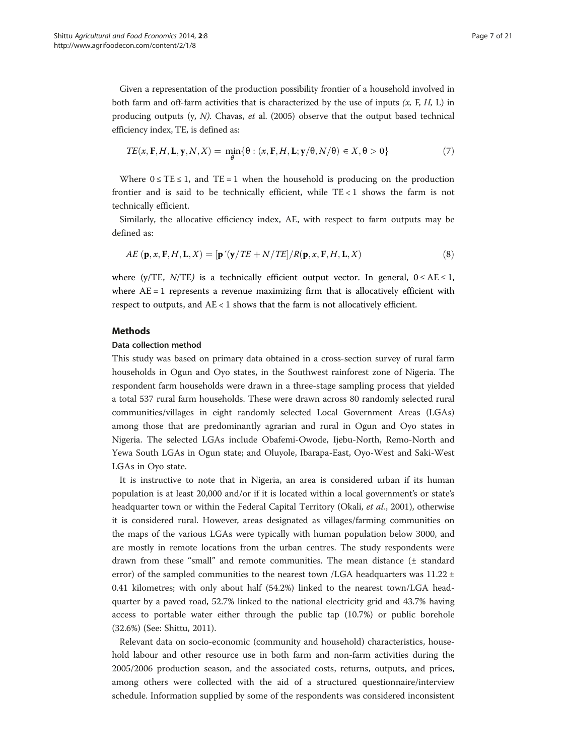Given a representation of the production possibility frontier of a household involved in both farm and off-farm activities that is characterized by the use of inputs *(x,* F, *H,* L) in producing outputs (y, *N)*. Chavas, *et* al. (2005) observe that the output based technical efficiency index, TE, is defined as:

$$TE(x, \mathbf{F}, H, \mathbf{L}, \mathbf{y}, N, X) = \min_{\theta}\{\theta : (x, \mathbf{F}, H, \mathbf{L}; \mathbf{y}/\theta, N/\theta) \in X, \theta > 0\} \tag{7}$$

Where $0 \leq \text{TE} \leq 1$, and $\text{TE} = 1$ when the household is producing on the production frontier and is said to be technically efficient, while $\text{TE} < 1$ shows the farm is not technically efficient.

Similarly, the allocative efficiency index, AE, with respect to farm outputs may be defined as:

$$AE\ (\mathbf{p}, x, \mathbf{F}, H, \mathbf{L}, X) = [\mathbf{p}'(\mathbf{y}/TE + N/TE]/R(\mathbf{p}, x, \mathbf{F}, H, \mathbf{L}, X) \tag{8}$$

where (y/TE, *N*/TE*)* is a technically efficient output vector. In general, $0 \leq \text{AE} \leq 1$, where $\text{AE} = 1$ represents a revenue maximizing firm that is allocatively efficient with respect to outputs, and $\text{AE} < 1$ shows that the farm is not allocatively efficient.

## Methods

### Data collection method

This study was based on primary data obtained in a cross-section survey of rural farm households in Ogun and Oyo states, in the Southwest rainforest zone of Nigeria. The respondent farm households were drawn in a three-stage sampling process that yielded a total 537 rural farm households. These were drawn across 80 randomly selected rural communities/villages in eight randomly selected Local Government Areas (LGAs) among those that are predominantly agrarian and rural in Ogun and Oyo states in Nigeria. The selected LGAs include Obafemi-Owode, Ijebu-North, Remo-North and Yewa South LGAs in Ogun state; and Oluyole, Ibarapa-East, Oyo-West and Saki-West LGAs in Oyo state.

It is instructive to note that in Nigeria, an area is considered urban if its human population is at least 20,000 and/or if it is located within a local government's or state's headquarter town or within the Federal Capital Territory (Okali, *et al.*, 2001), otherwise it is considered rural. However, areas designated as villages/farming communities on the maps of the various LGAs were typically with human population below 3000, and are mostly in remote locations from the urban centres. The study respondents were drawn from these "small" and remote communities. The mean distance (± standard error) of the sampled communities to the nearest town /LGA headquarters was 11.22 ± 0.41 kilometres; with only about half (54.2%) linked to the nearest town/LGA headquarter by a paved road, 52.7% linked to the national electricity grid and 43.7% having access to portable water either through the public tap (10.7%) or public borehole (32.6%) (See: Shittu, 2011).

Relevant data on socio-economic (community and household) characteristics, household labour and other resource use in both farm and non-farm activities during the 2005/2006 production season, and the associated costs, returns, outputs, and prices, among others were collected with the aid of a structured questionnaire/interview schedule. Information supplied by some of the respondents was considered inconsistent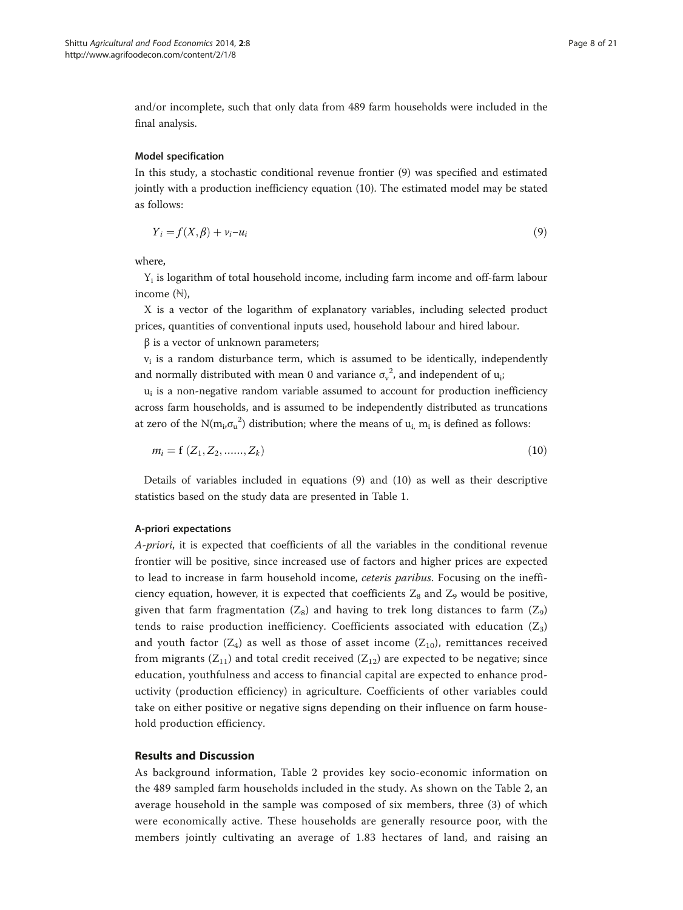and/or incomplete, such that only data from 489 farm households were included in the final analysis.

### Model specification

In this study, a stochastic conditional revenue frontier (9) was specified and estimated jointly with a production inefficiency equation (10). The estimated model may be stated as follows:

$$Y_i = f(X, \beta) + v_i - u_i \tag{9}$$

where,

$Y_i$ is logarithm of total household income, including farm income and off-farm labour income (₦),

X is a vector of the logarithm of explanatory variables, including selected product prices, quantities of conventional inputs used, household labour and hired labour.

β is a vector of unknown parameters;

$v_i$ is a random disturbance term, which is assumed to be identically, independently and normally distributed with mean 0 and variance $\sigma_v^2$, and independent of $u_i$;

$u_i$ is a non-negative random variable assumed to account for production inefficiency across farm households, and is assumed to be independently distributed as truncations at zero of the $N(m_i, \sigma_u^2)$ distribution; where the means of $u_i$, $m_i$ is defined as follows:

$$m_i = f\,(Z_1, Z_2, \ldots\ldots, Z_k) \tag{10}$$

Details of variables included in equations (9) and (10) as well as their descriptive statistics based on the study data are presented in Table 1.

#### A-priori expectations

*A-priori*, it is expected that coefficients of all the variables in the conditional revenue frontier will be positive, since increased use of factors and higher prices are expected to lead to increase in farm household income, *ceteris paribus*. Focusing on the inefficiency equation, however, it is expected that coefficients $Z_8$ and $Z_9$ would be positive, given that farm fragmentation ($Z_8$) and having to trek long distances to farm ($Z_9$) tends to raise production inefficiency. Coefficients associated with education ($Z_3$) and youth factor ($Z_4$) as well as those of asset income ($Z_{10}$), remittances received from migrants ($Z_{11}$) and total credit received ($Z_{12}$) are expected to be negative; since education, youthfulness and access to financial capital are expected to enhance productivity (production efficiency) in agriculture. Coefficients of other variables could take on either positive or negative signs depending on their influence on farm household production efficiency.

## Results and Discussion

As background information, Table 2 provides key socio-economic information on the 489 sampled farm households included in the study. As shown on the Table 2, an average household in the sample was composed of six members, three (3) of which were economically active. These households are generally resource poor, with the members jointly cultivating an average of 1.83 hectares of land, and raising an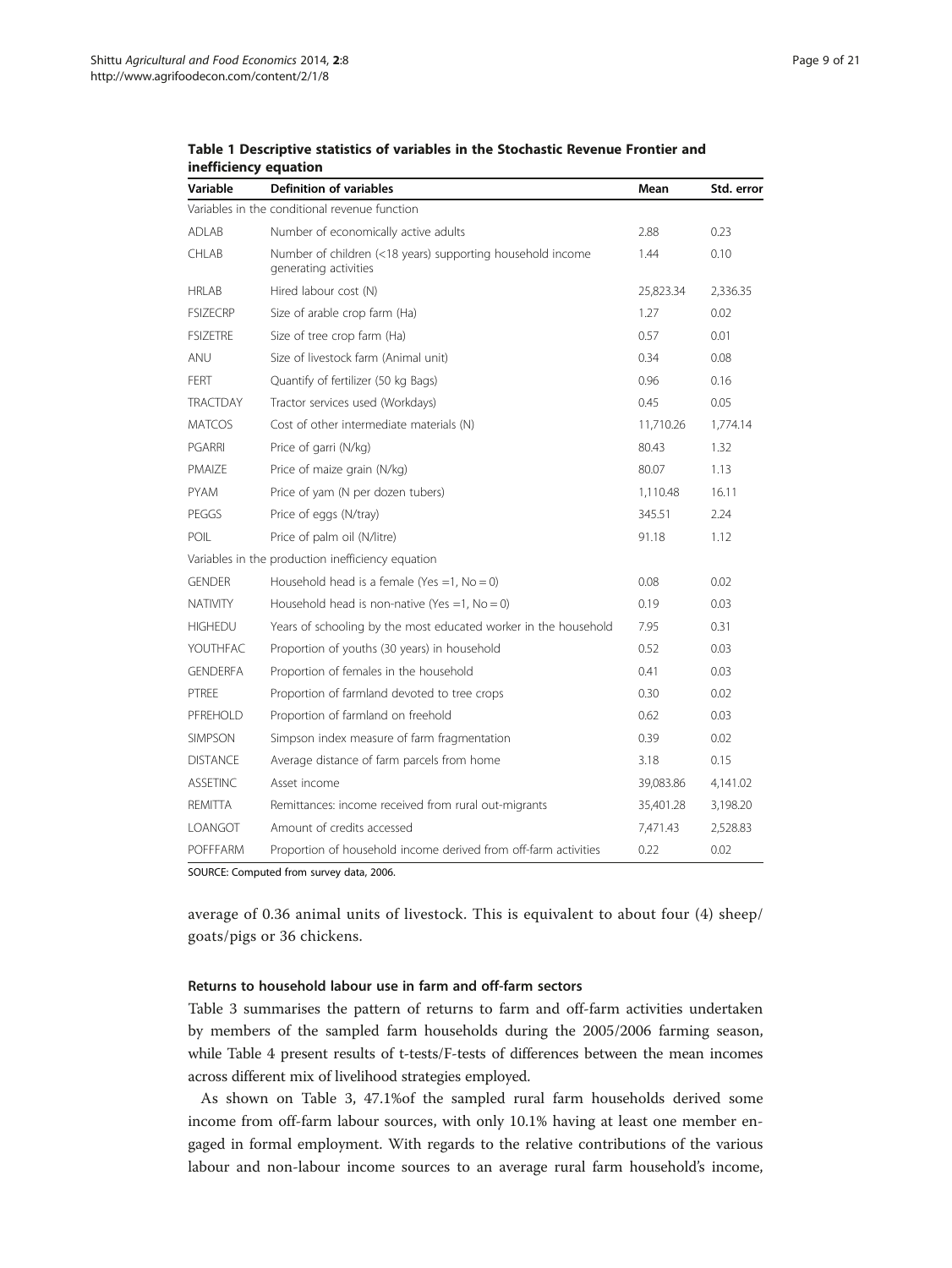**Table 1 Descriptive statistics of variables in the Stochastic Revenue Frontier and inefficiency equation**

| Variable | Definition of variables | Mean | Std. error |
|---|---|---|---|
| Variables in the conditional revenue function | | | |
| ADLAB | Number of economically active adults | 2.88 | 0.23 |
| CHLAB | Number of children (<18 years) supporting household income generating activities | 1.44 | 0.10 |
| HRLAB | Hired labour cost (N) | 25,823.34 | 2,336.35 |
| FSIZECRP | Size of arable crop farm (Ha) | 1.27 | 0.02 |
| FSIZETRE | Size of tree crop farm (Ha) | 0.57 | 0.01 |
| ANU | Size of livestock farm (Animal unit) | 0.34 | 0.08 |
| FERT | Quantify of fertilizer (50 kg Bags) | 0.96 | 0.16 |
| TRACTDAY | Tractor services used (Workdays) | 0.45 | 0.05 |
| MATCOS | Cost of other intermediate materials (N) | 11,710.26 | 1,774.14 |
| PGARRI | Price of garri (N/kg) | 80.43 | 1.32 |
| PMAIZE | Price of maize grain (N/kg) | 80.07 | 1.13 |
| PYAM | Price of yam (N per dozen tubers) | 1,110.48 | 16.11 |
| PEGGS | Price of eggs (N/tray) | 345.51 | 2.24 |
| POIL | Price of palm oil (N/litre) | 91.18 | 1.12 |
| Variables in the production inefficiency equation | | | |
| GENDER | Household head is a female (Yes =1, No = 0) | 0.08 | 0.02 |
| NATIVITY | Household head is non-native (Yes =1, No = 0) | 0.19 | 0.03 |
| HIGHEDU | Years of schooling by the most educated worker in the household | 7.95 | 0.31 |
| YOUTHFAC | Proportion of youths (30 years) in household | 0.52 | 0.03 |
| GENDERFA | Proportion of females in the household | 0.41 | 0.03 |
| PTREE | Proportion of farmland devoted to tree crops | 0.30 | 0.02 |
| PFREHOLD | Proportion of farmland on freehold | 0.62 | 0.03 |
| SIMPSON | Simpson index measure of farm fragmentation | 0.39 | 0.02 |
| DISTANCE | Average distance of farm parcels from home | 3.18 | 0.15 |
| ASSETINC | Asset income | 39,083.86 | 4,141.02 |
| REMITTA | Remittances: income received from rural out-migrants | 35,401.28 | 3,198.20 |
| LOANGOT | Amount of credits accessed | 7,471.43 | 2,528.83 |
| POFFFARM | Proportion of household income derived from off-farm activities | 0.22 | 0.02 |

SOURCE: Computed from survey data, 2006.

average of 0.36 animal units of livestock. This is equivalent to about four (4) sheep/goats/pigs or 36 chickens.

### Returns to household labour use in farm and off-farm sectors

Table 3 summarises the pattern of returns to farm and off-farm activities undertaken by members of the sampled farm households during the 2005/2006 farming season, while Table 4 present results of t-tests/F-tests of differences between the mean incomes across different mix of livelihood strategies employed.

As shown on Table 3, 47.1%of the sampled rural farm households derived some income from off-farm labour sources, with only 10.1% having at least one member engaged in formal employment. With regards to the relative contributions of the various labour and non-labour income sources to an average rural farm household's income,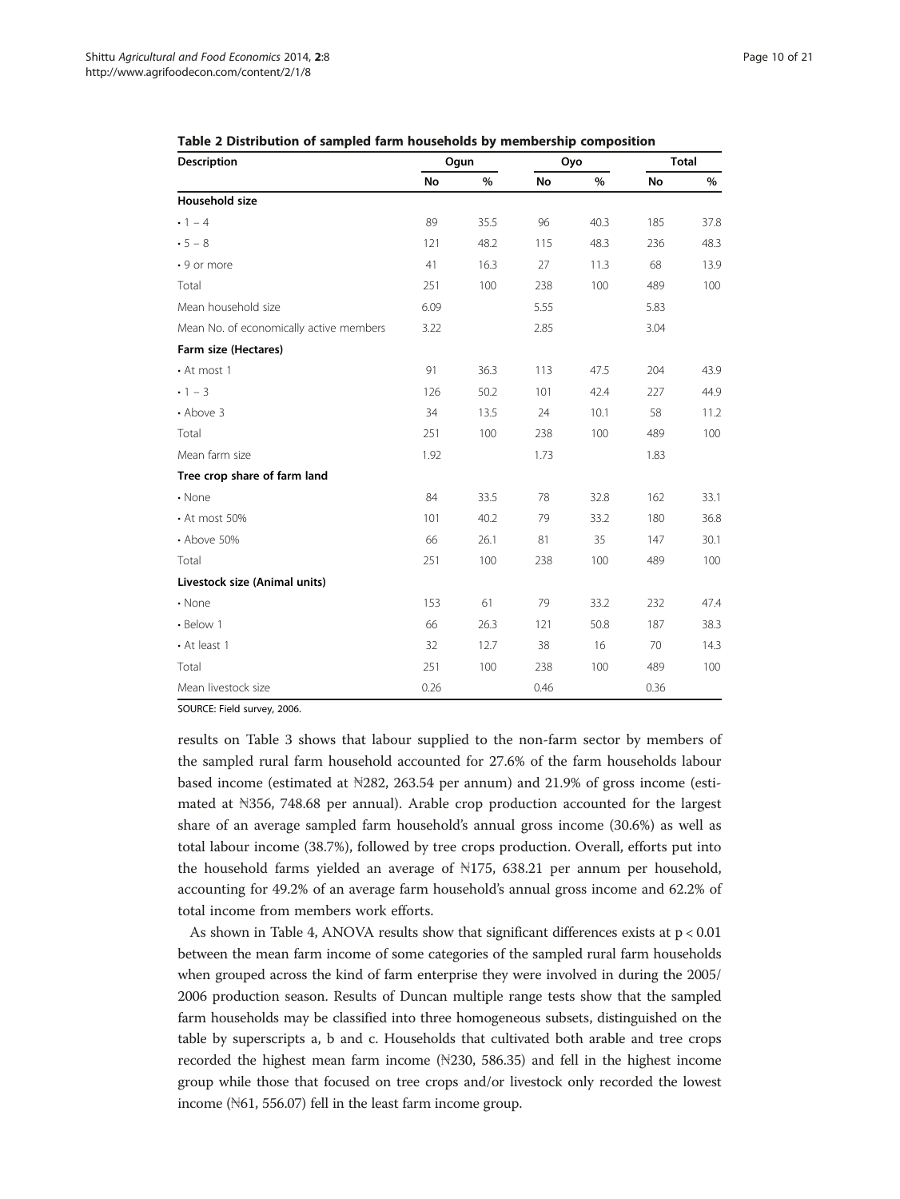**Table 2 Distribution of sampled farm households by membership composition**

| Description | Ogun | | Oyo | | Total | |
|---|---|---|---|---|---|---|
| | No | % | No | % | No | % |
| **Household size** | | | | | | |
| • 1 – 4 | 89 | 35.5 | 96 | 40.3 | 185 | 37.8 |
| • 5 – 8 | 121 | 48.2 | 115 | 48.3 | 236 | 48.3 |
| • 9 or more | 41 | 16.3 | 27 | 11.3 | 68 | 13.9 |
| Total | 251 | 100 | 238 | 100 | 489 | 100 |
| Mean household size | 6.09 | | 5.55 | | 5.83 | |
| Mean No. of economically active members | 3.22 | | 2.85 | | 3.04 | |
| **Farm size (Hectares)** | | | | | | |
| • At most 1 | 91 | 36.3 | 113 | 47.5 | 204 | 43.9 |
| • 1 – 3 | 126 | 50.2 | 101 | 42.4 | 227 | 44.9 |
| • Above 3 | 34 | 13.5 | 24 | 10.1 | 58 | 11.2 |
| Total | 251 | 100 | 238 | 100 | 489 | 100 |
| Mean farm size | 1.92 | | 1.73 | | 1.83 | |
| **Tree crop share of farm land** | | | | | | |
| • None | 84 | 33.5 | 78 | 32.8 | 162 | 33.1 |
| • At most 50% | 101 | 40.2 | 79 | 33.2 | 180 | 36.8 |
| • Above 50% | 66 | 26.1 | 81 | 35 | 147 | 30.1 |
| Total | 251 | 100 | 238 | 100 | 489 | 100 |
| **Livestock size (Animal units)** | | | | | | |
| • None | 153 | 61 | 79 | 33.2 | 232 | 47.4 |
| • Below 1 | 66 | 26.3 | 121 | 50.8 | 187 | 38.3 |
| • At least 1 | 32 | 12.7 | 38 | 16 | 70 | 14.3 |
| Total | 251 | 100 | 238 | 100 | 489 | 100 |
| Mean livestock size | 0.26 | | 0.46 | | 0.36 | |

SOURCE: Field survey, 2006.

results on Table 3 shows that labour supplied to the non-farm sector by members of the sampled rural farm household accounted for 27.6% of the farm households labour based income (estimated at ₦282, 263.54 per annum) and 21.9% of gross income (estimated at ₦356, 748.68 per annual). Arable crop production accounted for the largest share of an average sampled farm household's annual gross income (30.6%) as well as total labour income (38.7%), followed by tree crops production. Overall, efforts put into the household farms yielded an average of ₦175, 638.21 per annum per household, accounting for 49.2% of an average farm household's annual gross income and 62.2% of total income from members work efforts.

As shown in Table 4, ANOVA results show that significant differences exists at $p < 0.01$ between the mean farm income of some categories of the sampled rural farm households when grouped across the kind of farm enterprise they were involved in during the 2005/2006 production season. Results of Duncan multiple range tests show that the sampled farm households may be classified into three homogeneous subsets, distinguished on the table by superscripts a, b and c. Households that cultivated both arable and tree crops recorded the highest mean farm income (₦230, 586.35) and fell in the highest income group while those that focused on tree crops and/or livestock only recorded the lowest income (₦61, 556.07) fell in the least farm income group.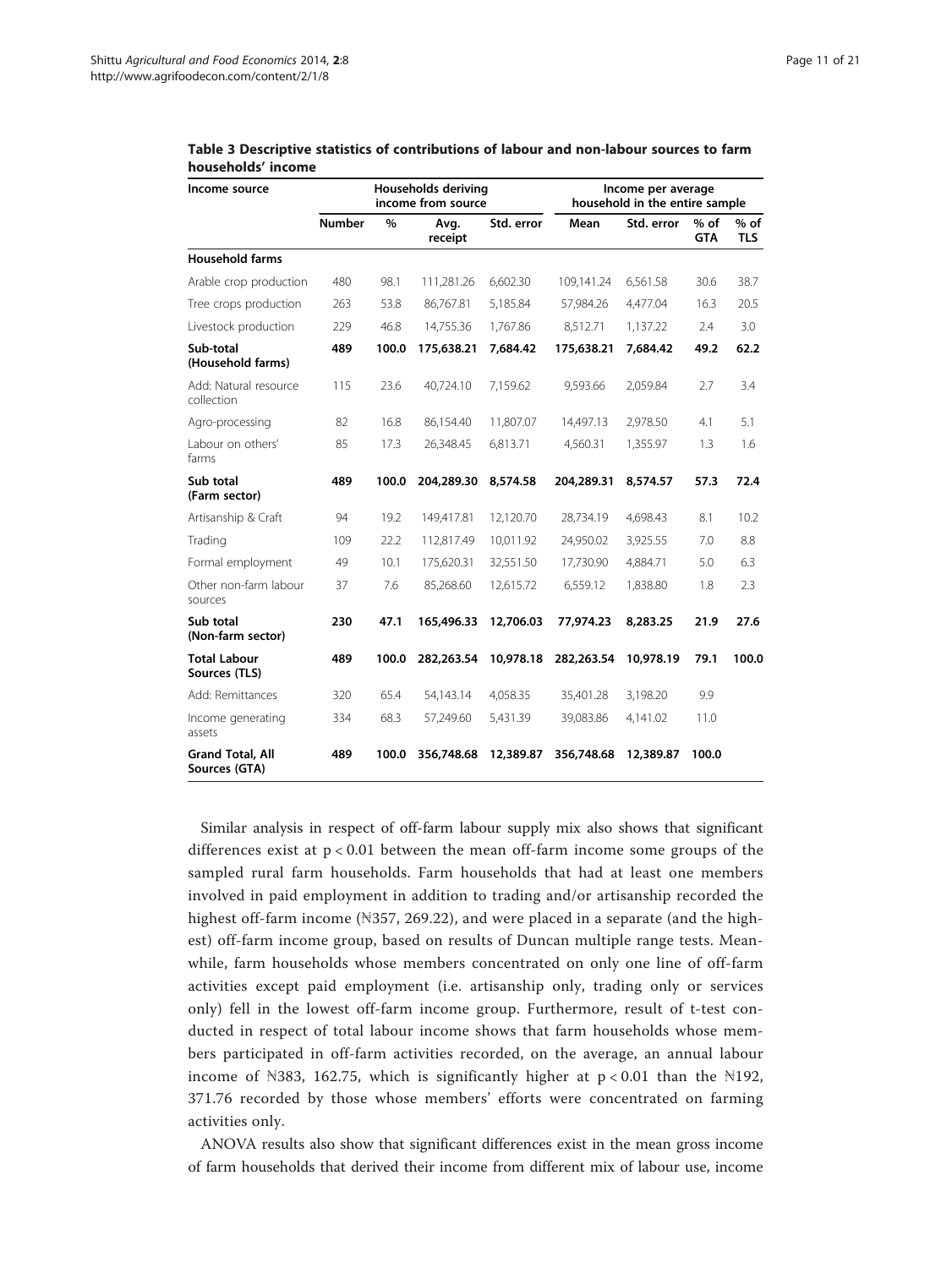**Table 3 Descriptive statistics of contributions of labour and non-labour sources to farm households' income**

| Income source | Households deriving income from source | | | | Income per average household in the entire sample | | | |
|---|---|---|---|---|---|---|---|---|
| | Number | % | Avg. receipt | Std. error | Mean | Std. error | % of GTA | % of TLS |
| **Household farms** | | | | | | | | |
| Arable crop production | 480 | 98.1 | 111,281.26 | 6,602.30 | 109,141.24 | 6,561.58 | 30.6 | 38.7 |
| Tree crops production | 263 | 53.8 | 86,767.81 | 5,185.84 | 57,984.26 | 4,477.04 | 16.3 | 20.5 |
| Livestock production | 229 | 46.8 | 14,755.36 | 1,767.86 | 8,512.71 | 1,137.22 | 2.4 | 3.0 |
| **Sub-total (Household farms)** | **489** | **100.0** | **175,638.21** | **7,684.42** | **175,638.21** | **7,684.42** | **49.2** | **62.2** |
| Add: Natural resource collection | 115 | 23.6 | 40,724.10 | 7,159.62 | 9,593.66 | 2,059.84 | 2.7 | 3.4 |
| Agro-processing | 82 | 16.8 | 86,154.40 | 11,807.07 | 14,497.13 | 2,978.50 | 4.1 | 5.1 |
| Labour on others' farms | 85 | 17.3 | 26,348.45 | 6,813.71 | 4,560.31 | 1,355.97 | 1.3 | 1.6 |
| **Sub total (Farm sector)** | **489** | **100.0** | **204,289.30** | **8,574.58** | **204,289.31** | **8,574.57** | **57.3** | **72.4** |
| Artisanship & Craft | 94 | 19.2 | 149,417.81 | 12,120.70 | 28,734.19 | 4,698.43 | 8.1 | 10.2 |
| Trading | 109 | 22.2 | 112,817.49 | 10,011.92 | 24,950.02 | 3,925.55 | 7.0 | 8.8 |
| Formal employment | 49 | 10.1 | 175,620.31 | 32,551.50 | 17,730.90 | 4,884.71 | 5.0 | 6.3 |
| Other non-farm labour sources | 37 | 7.6 | 85,268.60 | 12,615.72 | 6,559.12 | 1,838.80 | 1.8 | 2.3 |
| **Sub total (Non-farm sector)** | **230** | **47.1** | **165,496.33** | **12,706.03** | **77,974.23** | **8,283.25** | **21.9** | **27.6** |
| **Total Labour Sources (TLS)** | **489** | **100.0** | **282,263.54** | **10,978.18** | **282,263.54** | **10,978.19** | **79.1** | **100.0** |
| Add: Remittances | 320 | 65.4 | 54,143.14 | 4,058.35 | 35,401.28 | 3,198.20 | 9.9 | |
| Income generating assets | 334 | 68.3 | 57,249.60 | 5,431.39 | 39,083.86 | 4,141.02 | 11.0 | |
| **Grand Total, All Sources (GTA)** | **489** | **100.0** | **356,748.68** | **12,389.87** | **356,748.68** | **12,389.87** | **100.0** | |

Similar analysis in respect of off-farm labour supply mix also shows that significant differences exist at $p < 0.01$ between the mean off-farm income some groups of the sampled rural farm households. Farm households that had at least one members involved in paid employment in addition to trading and/or artisanship recorded the highest off-farm income (₦357, 269.22), and were placed in a separate (and the highest) off-farm income group, based on results of Duncan multiple range tests. Meanwhile, farm households whose members concentrated on only one line of off-farm activities except paid employment (i.e. artisanship only, trading only or services only) fell in the lowest off-farm income group. Furthermore, result of t-test conducted in respect of total labour income shows that farm households whose members participated in off-farm activities recorded, on the average, an annual labour income of ₦383, 162.75, which is significantly higher at $p < 0.01$ than the ₦192, 371.76 recorded by those whose members' efforts were concentrated on farming activities only.

ANOVA results also show that significant differences exist in the mean gross income of farm households that derived their income from different mix of labour use, income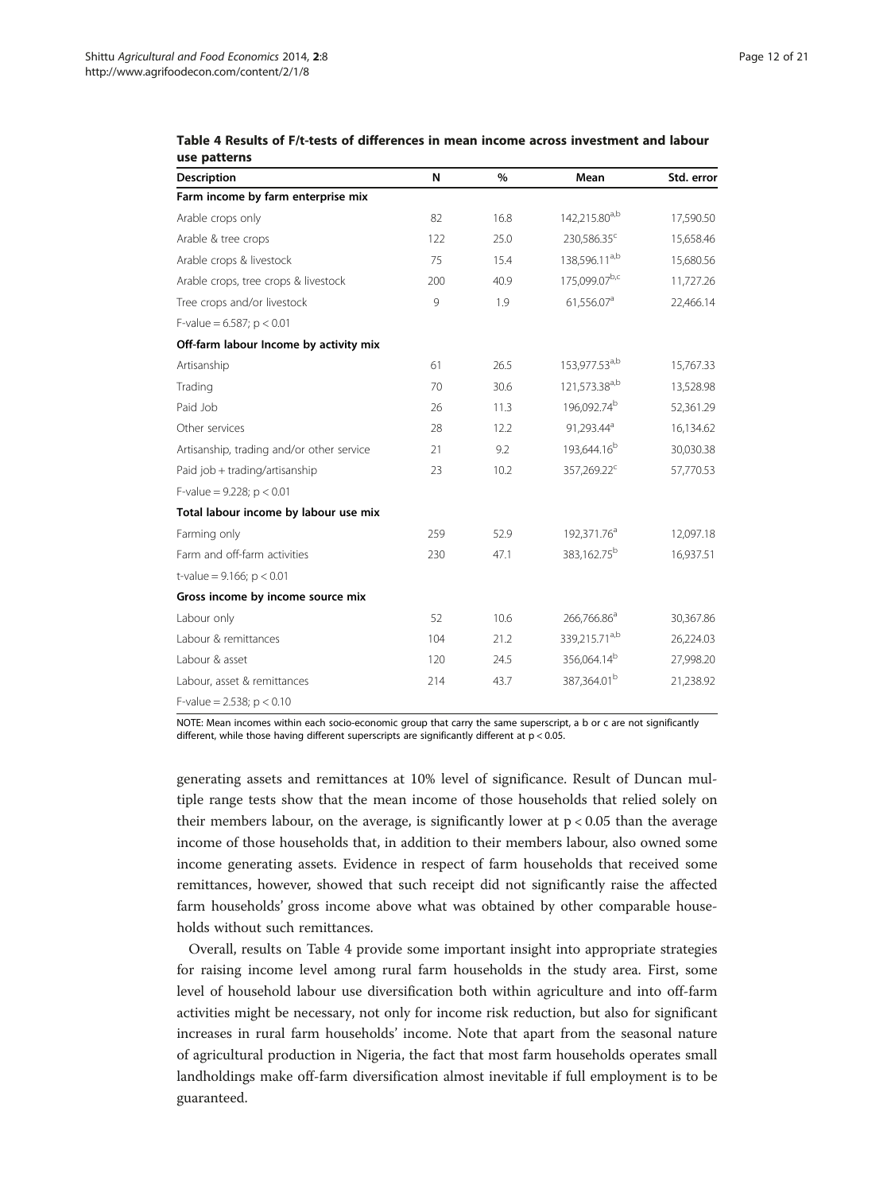**Table 4 Results of F/t-tests of differences in mean income across investment and labour use patterns**

| Description | N | % | Mean | Std. error |
|---|---|---|---|---|
| **Farm income by farm enterprise mix** | | | | |
| Arable crops only | 82 | 16.8 | 142,215.80[a,b] | 17,590.50 |
| Arable & tree crops | 122 | 25.0 | 230,586.35[c] | 15,658.46 |
| Arable crops & livestock | 75 | 15.4 | 138,596.11[a,b] | 15,680.56 |
| Arable crops, tree crops & livestock | 200 | 40.9 | 175,099.07[b,c] | 11,727.26 |
| Tree crops and/or livestock | 9 | 1.9 | 61,556.07[a] | 22,466.14 |
| F-value = 6.587; $p < 0.01$ | | | | |
| **Off-farm labour Income by activity mix** | | | | |
| Artisanship | 61 | 26.5 | 153,977.53[a,b] | 15,767.33 |
| Trading | 70 | 30.6 | 121,573.38[a,b] | 13,528.98 |
| Paid Job | 26 | 11.3 | 196,092.74[b] | 52,361.29 |
| Other services | 28 | 12.2 | 91,293.44[a] | 16,134.62 |
| Artisanship, trading and/or other service | 21 | 9.2 | 193,644.16[b] | 30,030.38 |
| Paid job + trading/artisanship | 23 | 10.2 | 357,269.22[c] | 57,770.53 |
| F-value = 9.228; $p < 0.01$ | | | | |
| **Total labour income by labour use mix** | | | | |
| Farming only | 259 | 52.9 | 192,371.76[a] | 12,097.18 |
| Farm and off-farm activities | 230 | 47.1 | 383,162.75[b] | 16,937.51 |
| t-value = 9.166; $p < 0.01$ | | | | |
| **Gross income by income source mix** | | | | |
| Labour only | 52 | 10.6 | 266,766.86[a] | 30,367.86 |
| Labour & remittances | 104 | 21.2 | 339,215.71[a,b] | 26,224.03 |
| Labour & asset | 120 | 24.5 | 356,064.14[b] | 27,998.20 |
| Labour, asset & remittances | 214 | 43.7 | 387,364.01[b] | 21,238.92 |
| F-value = 2.538; $p < 0.10$ | | | | |

NOTE: Mean incomes within each socio-economic group that carry the same superscript, a b or c are not significantly different, while those having different superscripts are significantly different at $p < 0.05$.

generating assets and remittances at 10% level of significance. Result of Duncan multiple range tests show that the mean income of those households that relied solely on their members labour, on the average, is significantly lower at $p < 0.05$ than the average income of those households that, in addition to their members labour, also owned some income generating assets. Evidence in respect of farm households that received some remittances, however, showed that such receipt did not significantly raise the affected farm households' gross income above what was obtained by other comparable households without such remittances.

Overall, results on Table 4 provide some important insight into appropriate strategies for raising income level among rural farm households in the study area. First, some level of household labour use diversification both within agriculture and into off-farm activities might be necessary, not only for income risk reduction, but also for significant increases in rural farm households' income. Note that apart from the seasonal nature of agricultural production in Nigeria, the fact that most farm households operates small landholdings make off-farm diversification almost inevitable if full employment is to be guaranteed.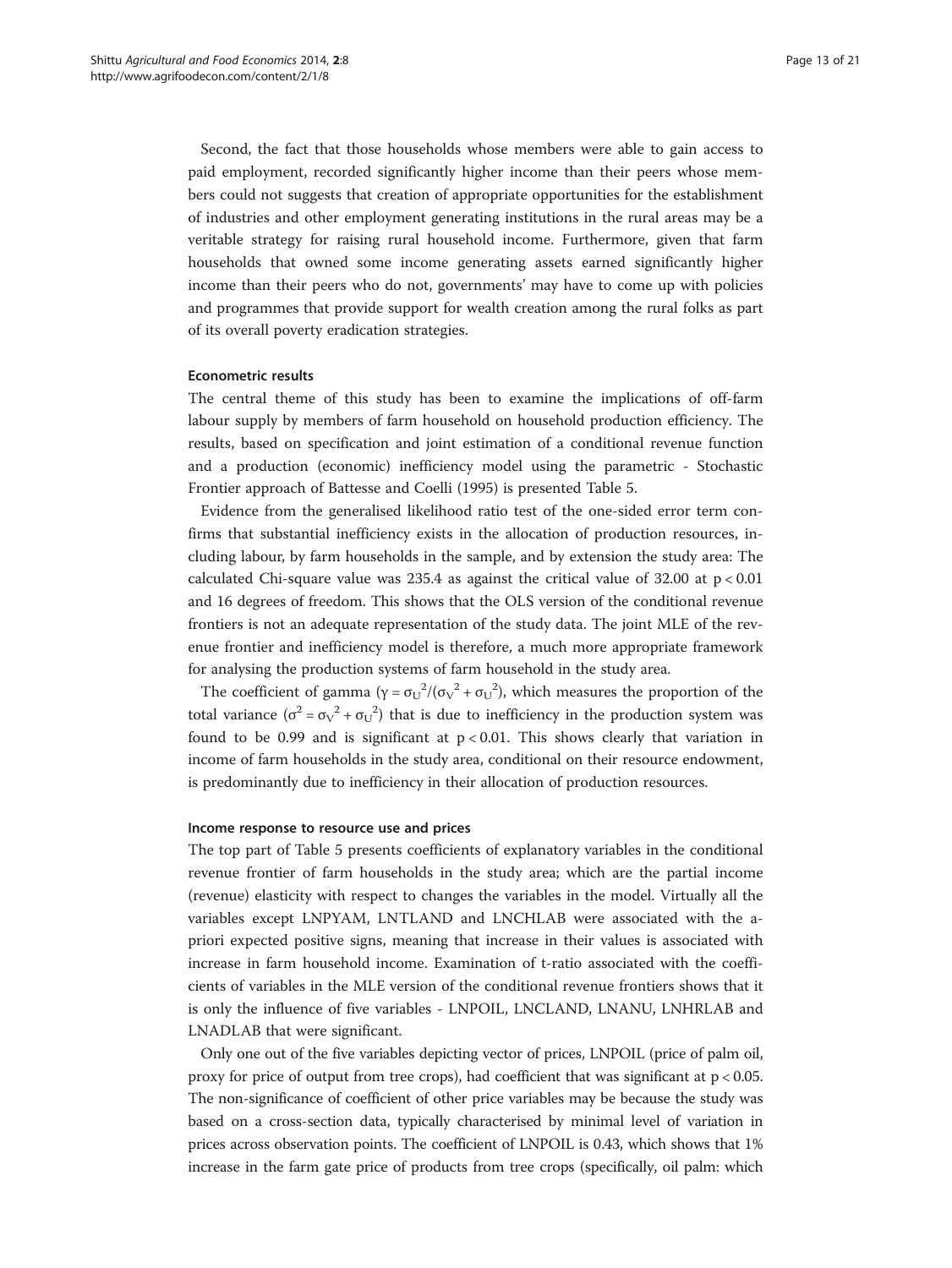Second, the fact that those households whose members were able to gain access to paid employment, recorded significantly higher income than their peers whose members could not suggests that creation of appropriate opportunities for the establishment of industries and other employment generating institutions in the rural areas may be a veritable strategy for raising rural household income. Furthermore, given that farm households that owned some income generating assets earned significantly higher income than their peers who do not, governments' may have to come up with policies and programmes that provide support for wealth creation among the rural folks as part of its overall poverty eradication strategies.

#### Econometric results

The central theme of this study has been to examine the implications of off-farm labour supply by members of farm household on household production efficiency. The results, based on specification and joint estimation of a conditional revenue function and a production (economic) inefficiency model using the parametric - Stochastic Frontier approach of Battesse and Coelli (1995) is presented Table 5.

Evidence from the generalised likelihood ratio test of the one-sided error term confirms that substantial inefficiency exists in the allocation of production resources, including labour, by farm households in the sample, and by extension the study area: The calculated Chi-square value was 235.4 as against the critical value of 32.00 at $p < 0.01$ and 16 degrees of freedom. This shows that the OLS version of the conditional revenue frontiers is not an adequate representation of the study data. The joint MLE of the revenue frontier and inefficiency model is therefore, a much more appropriate framework for analysing the production systems of farm household in the study area.

The coefficient of gamma ($\gamma = \sigma_U^2/(\sigma_V^2 + \sigma_U^2)$, which measures the proportion of the total variance ($\sigma^2 = \sigma_V^2 + \sigma_U^2$) that is due to inefficiency in the production system was found to be 0.99 and is significant at $p < 0.01$. This shows clearly that variation in income of farm households in the study area, conditional on their resource endowment, is predominantly due to inefficiency in their allocation of production resources.

#### Income response to resource use and prices

The top part of Table 5 presents coefficients of explanatory variables in the conditional revenue frontier of farm households in the study area; which are the partial income (revenue) elasticity with respect to changes the variables in the model. Virtually all the variables except LNPYAM, LNTLAND and LNCHLAB were associated with the a-priori expected positive signs, meaning that increase in their values is associated with increase in farm household income. Examination of t-ratio associated with the coefficients of variables in the MLE version of the conditional revenue frontiers shows that it is only the influence of five variables - LNPOIL, LNCLAND, LNANU, LNHRLAB and LNADLAB that were significant.

Only one out of the five variables depicting vector of prices, LNPOIL (price of palm oil, proxy for price of output from tree crops), had coefficient that was significant at $p < 0.05$. The non-significance of coefficient of other price variables may be because the study was based on a cross-section data, typically characterised by minimal level of variation in prices across observation points. The coefficient of LNPOIL is 0.43, which shows that 1% increase in the farm gate price of products from tree crops (specifically, oil palm: which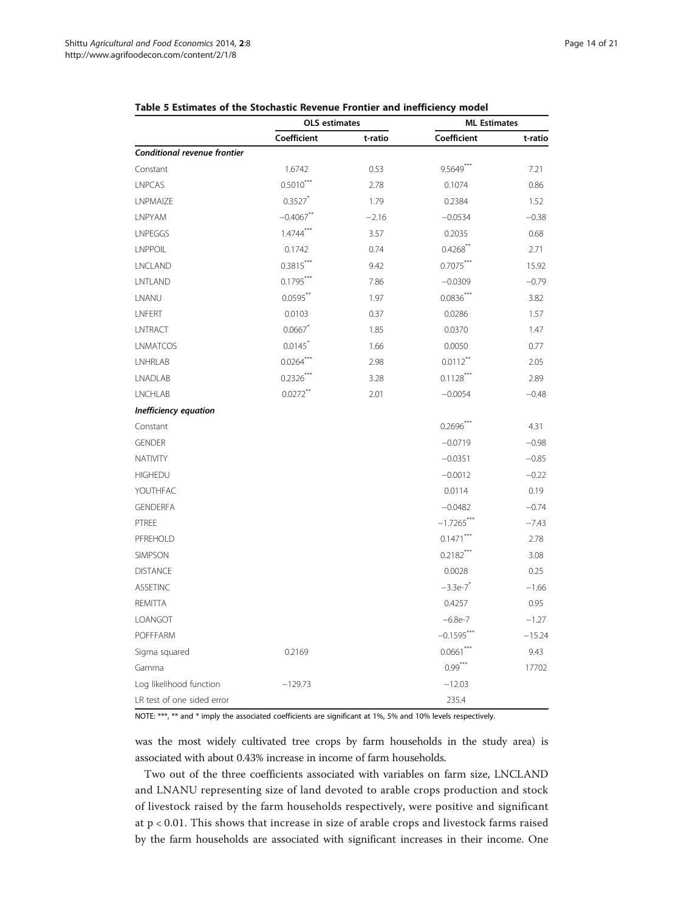**Table 5 Estimates of the Stochastic Revenue Frontier and inefficiency model**

| | OLS estimates | | ML Estimates | |
|---|---|---|---|---|
| | Coefficient | t-ratio | Coefficient | t-ratio |
| ***Conditional revenue frontier*** | | | | |
| Constant | 1.6742 | 0.53 | 9.5649*** | 7.21 |
| LNPCAS | 0.5010*** | 2.78 | 0.1074 | 0.86 |
| LNPMAIZE | 0.3527* | 1.79 | 0.2384 | 1.52 |
| LNPYAM | −0.4067** | −2.16 | −0.0534 | −0.38 |
| LNPEGGS | 1.4744*** | 3.57 | 0.2035 | 0.68 |
| LNPPOIL | 0.1742 | 0.74 | 0.4268** | 2.71 |
| LNCLAND | 0.3815*** | 9.42 | 0.7075*** | 15.92 |
| LNTLAND | 0.1795*** | 7.86 | −0.0309 | −0.79 |
| LNANU | 0.0595** | 1.97 | 0.0836*** | 3.82 |
| LNFERT | 0.0103 | 0.37 | 0.0286 | 1.57 |
| LNTRACT | 0.0667* | 1.85 | 0.0370 | 1.47 |
| LNMATCOS | 0.0145* | 1.66 | 0.0050 | 0.77 |
| LNHRLAB | 0.0264*** | 2.98 | 0.0112** | 2.05 |
| LNADLAB | 0.2326*** | 3.28 | 0.1128*** | 2.89 |
| LNCHLAB | 0.0272** | 2.01 | −0.0054 | −0.48 |
| ***Inefficiency equation*** | | | | |
| Constant | | | 0.2696*** | 4.31 |
| GENDER | | | −0.0719 | −0.98 |
| NATIVITY | | | −0.0351 | −0.85 |
| HIGHEDU | | | −0.0012 | −0.22 |
| YOUTHFAC | | | 0.0114 | 0.19 |
| GENDERFA | | | −0.0482 | −0.74 |
| PTREE | | | −1.7265*** | −7.43 |
| PFREHOLD | | | 0.1471*** | 2.78 |
| SIMPSON | | | 0.2182*** | 3.08 |
| DISTANCE | | | 0.0028 | 0.25 |
| ASSETINC | | | −3.3e-7* | −1.66 |
| REMITTA | | | 0.4257 | 0.95 |
| LOANGOT | | | −6.8e-7 | −1.27 |
| POFFFARM | | | −0.1595*** | −15.24 |
| Sigma squared | 0.2169 | | 0.0661*** | 9.43 |
| Gamma | | | 0.99*** | 17702 |
| Log likelihood function | −129.73 | | −12.03 | |
| LR test of one sided error | | | 235.4 | |

NOTE: ***, ** and * imply the associated coefficients are significant at 1%, 5% and 10% levels respectively.

was the most widely cultivated tree crops by farm households in the study area) is associated with about 0.43% increase in income of farm households.

Two out of the three coefficients associated with variables on farm size, LNCLAND and LNANU representing size of land devoted to arable crops production and stock of livestock raised by the farm households respectively, were positive and significant at $p < 0.01$. This shows that increase in size of arable crops and livestock farms raised by the farm households are associated with significant increases in their income. One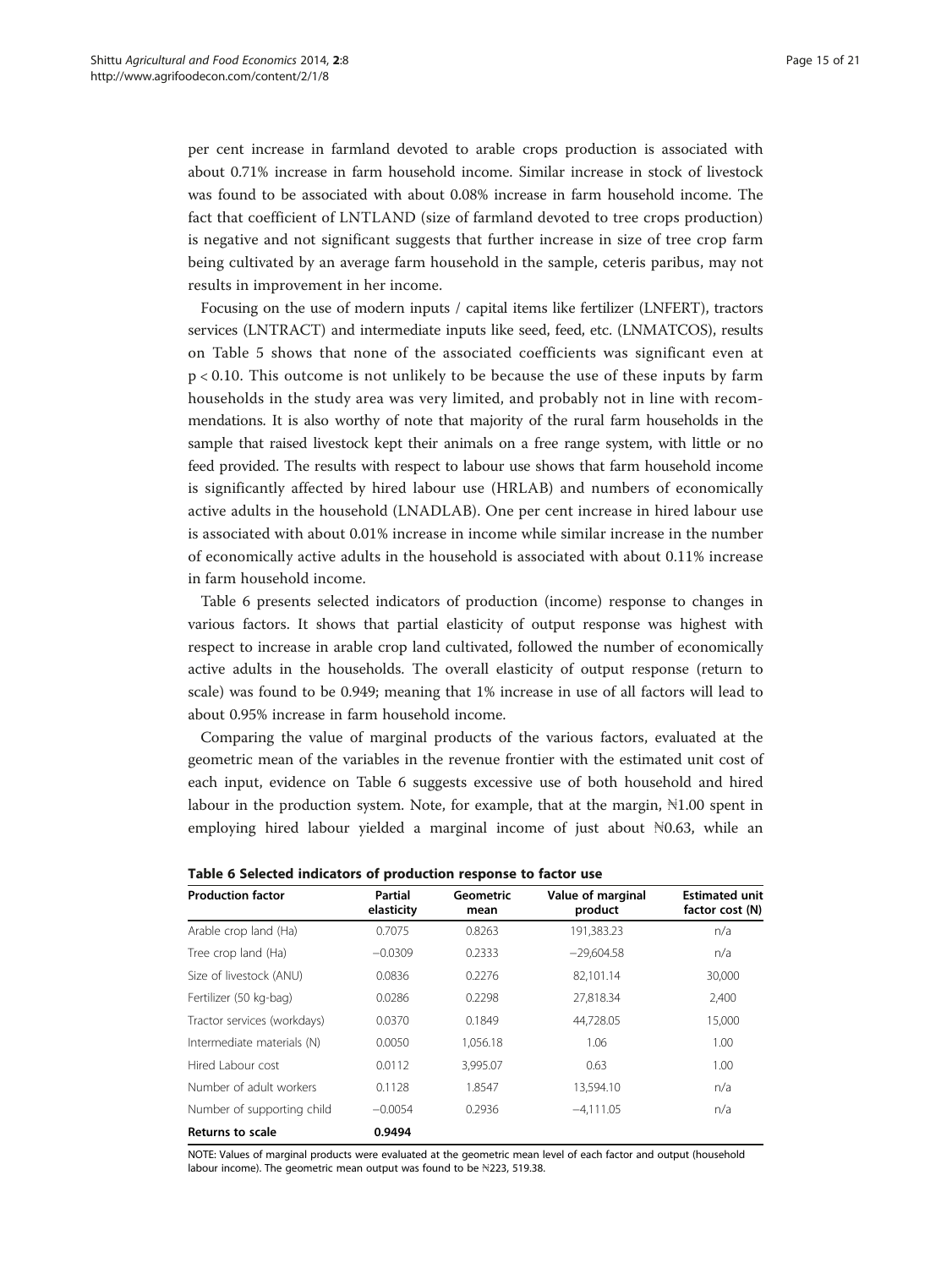per cent increase in farmland devoted to arable crops production is associated with about 0.71% increase in farm household income. Similar increase in stock of livestock was found to be associated with about 0.08% increase in farm household income. The fact that coefficient of LNTLAND (size of farmland devoted to tree crops production) is negative and not significant suggests that further increase in size of tree crop farm being cultivated by an average farm household in the sample, ceteris paribus, may not results in improvement in her income.

Focusing on the use of modern inputs / capital items like fertilizer (LNFERT), tractors services (LNTRACT) and intermediate inputs like seed, feed, etc. (LNMATCOS), results on Table 5 shows that none of the associated coefficients was significant even at $p < 0.10$. This outcome is not unlikely to be because the use of these inputs by farm households in the study area was very limited, and probably not in line with recommendations. It is also worthy of note that majority of the rural farm households in the sample that raised livestock kept their animals on a free range system, with little or no feed provided. The results with respect to labour use shows that farm household income is significantly affected by hired labour use (HRLAB) and numbers of economically active adults in the household (LNADLAB). One per cent increase in hired labour use is associated with about 0.01% increase in income while similar increase in the number of economically active adults in the household is associated with about 0.11% increase in farm household income.

Table 6 presents selected indicators of production (income) response to changes in various factors. It shows that partial elasticity of output response was highest with respect to increase in arable crop land cultivated, followed the number of economically active adults in the households. The overall elasticity of output response (return to scale) was found to be 0.949; meaning that 1% increase in use of all factors will lead to about 0.95% increase in farm household income.

Comparing the value of marginal products of the various factors, evaluated at the geometric mean of the variables in the revenue frontier with the estimated unit cost of each input, evidence on Table 6 suggests excessive use of both household and hired labour in the production system. Note, for example, that at the margin, ₦1.00 spent in employing hired labour yielded a marginal income of just about ₦0.63, while an

**Table 6 Selected indicators of production response to factor use**

| Production factor | Partial elasticity | Geometric mean | Value of marginal product | Estimated unit factor cost (N) |
|---|---|---|---|---|
| Arable crop land (Ha) | 0.7075 | 0.8263 | 191,383.23 | n/a |
| Tree crop land (Ha) | −0.0309 | 0.2333 | −29,604.58 | n/a |
| Size of livestock (ANU) | 0.0836 | 0.2276 | 82,101.14 | 30,000 |
| Fertilizer (50 kg-bag) | 0.0286 | 0.2298 | 27,818.34 | 2,400 |
| Tractor services (workdays) | 0.0370 | 0.1849 | 44,728.05 | 15,000 |
| Intermediate materials (N) | 0.0050 | 1,056.18 | 1.06 | 1.00 |
| Hired Labour cost | 0.0112 | 3,995.07 | 0.63 | 1.00 |
| Number of adult workers | 0.1128 | 1.8547 | 13,594.10 | n/a |
| Number of supporting child | −0.0054 | 0.2936 | −4,111.05 | n/a |
| **Returns to scale** | **0.9494** | | | |

NOTE: Values of marginal products were evaluated at the geometric mean level of each factor and output (household labour income). The geometric mean output was found to be ₦223, 519.38.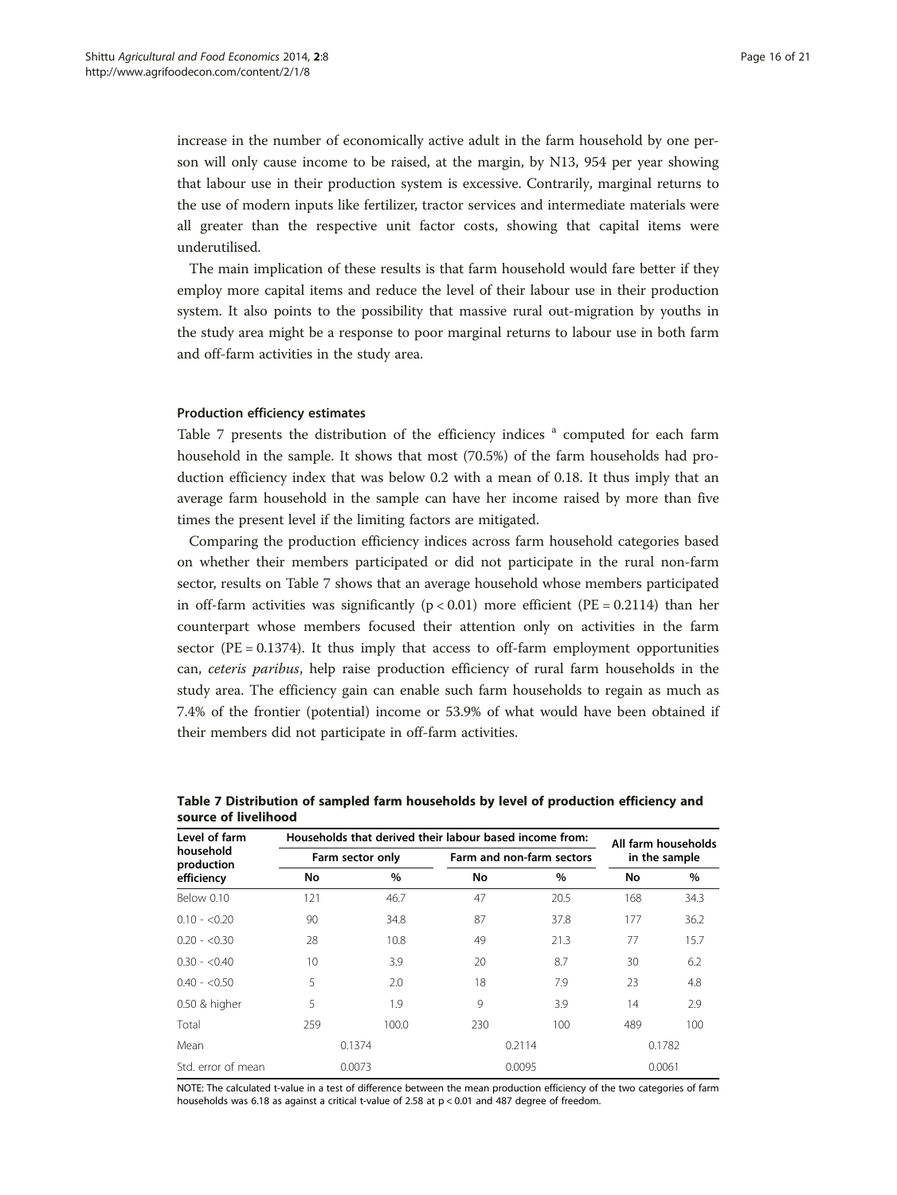increase in the number of economically active adult in the farm household by one person will only cause income to be raised, at the margin, by N13, 954 per year showing that labour use in their production system is excessive. Contrarily, marginal returns to the use of modern inputs like fertilizer, tractor services and intermediate materials were all greater than the respective unit factor costs, showing that capital items were underutilised.

The main implication of these results is that farm household would fare better if they employ more capital items and reduce the level of their labour use in their production system. It also points to the possibility that massive rural out-migration by youths in the study area might be a response to poor marginal returns to labour use in both farm and off-farm activities in the study area.

### Production efficiency estimates

Table 7 presents the distribution of the efficiency indices [a] computed for each farm household in the sample. It shows that most (70.5%) of the farm households had production efficiency index that was below 0.2 with a mean of 0.18. It thus imply that an average farm household in the sample can have her income raised by more than five times the present level if the limiting factors are mitigated.

Comparing the production efficiency indices across farm household categories based on whether their members participated or did not participate in the rural non-farm sector, results on Table 7 shows that an average household whose members participated in off-farm activities was significantly ($p < 0.01$) more efficient (PE = 0.2114) than her counterpart whose members focused their attention only on activities in the farm sector (PE = 0.1374). It thus imply that access to off-farm employment opportunities can, *ceteris paribus*, help raise production efficiency of rural farm households in the study area. The efficiency gain can enable such farm households to regain as much as 7.4% of the frontier (potential) income or 53.9% of what would have been obtained if their members did not participate in off-farm activities.

**Table 7 Distribution of sampled farm households by level of production efficiency and source of livelihood**

| Level of farm household production efficiency | Households that derived their labour based income from: | | | | All farm households in the sample | |
|---|---|---|---|---|---|---|
| | Farm sector only | | Farm and non-farm sectors | | | |
| | No | % | No | % | No | % |
| Below 0.10 | 121 | 46.7 | 47 | 20.5 | 168 | 34.3 |
| 0.10 - <0.20 | 90 | 34.8 | 87 | 37.8 | 177 | 36.2 |
| 0.20 - <0.30 | 28 | 10.8 | 49 | 21.3 | 77 | 15.7 |
| 0.30 - <0.40 | 10 | 3.9 | 20 | 8.7 | 30 | 6.2 |
| 0.40 - <0.50 | 5 | 2.0 | 18 | 7.9 | 23 | 4.8 |
| 0.50 & higher | 5 | 1.9 | 9 | 3.9 | 14 | 2.9 |
| Total | 259 | 100.0 | 230 | 100 | 489 | 100 |
| Mean | 0.1374 | | 0.2114 | | 0.1782 | |
| Std. error of mean | 0.0073 | | 0.0095 | | 0.0061 | |

NOTE: The calculated t-value in a test of difference between the mean production efficiency of the two categories of farm households was 6.18 as against a critical t-value of 2.58 at $p < 0.01$ and 487 degree of freedom.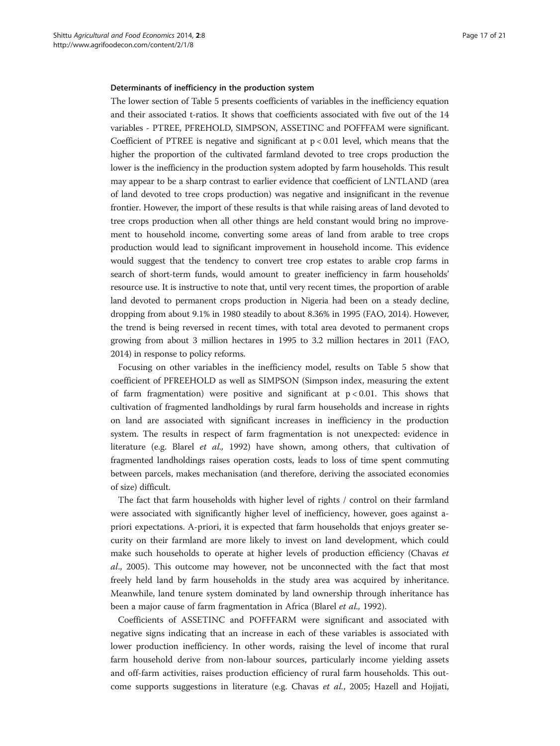#### Determinants of inefficiency in the production system

The lower section of Table 5 presents coefficients of variables in the inefficiency equation and their associated t-ratios. It shows that coefficients associated with five out of the 14 variables - PTREE, PFREHOLD, SIMPSON, ASSETINC and POFFFAM were significant. Coefficient of PTREE is negative and significant at $p < 0.01$ level, which means that the higher the proportion of the cultivated farmland devoted to tree crops production the lower is the inefficiency in the production system adopted by farm households. This result may appear to be a sharp contrast to earlier evidence that coefficient of LNTLAND (area of land devoted to tree crops production) was negative and insignificant in the revenue frontier. However, the import of these results is that while raising areas of land devoted to tree crops production when all other things are held constant would bring no improvement to household income, converting some areas of land from arable to tree crops production would lead to significant improvement in household income. This evidence would suggest that the tendency to convert tree crop estates to arable crop farms in search of short-term funds, would amount to greater inefficiency in farm households' resource use. It is instructive to note that, until very recent times, the proportion of arable land devoted to permanent crops production in Nigeria had been on a steady decline, dropping from about 9.1% in 1980 steadily to about 8.36% in 1995 (FAO, 2014). However, the trend is being reversed in recent times, with total area devoted to permanent crops growing from about 3 million hectares in 1995 to 3.2 million hectares in 2011 (FAO, 2014) in response to policy reforms.

Focusing on other variables in the inefficiency model, results on Table 5 show that coefficient of PFREEHOLD as well as SIMPSON (Simpson index, measuring the extent of farm fragmentation) were positive and significant at $p < 0.01$. This shows that cultivation of fragmented landholdings by rural farm households and increase in rights on land are associated with significant increases in inefficiency in the production system. The results in respect of farm fragmentation is not unexpected: evidence in literature (e.g. Blarel *et al.,* 1992) have shown, among others, that cultivation of fragmented landholdings raises operation costs, leads to loss of time spent commuting between parcels, makes mechanisation (and therefore, deriving the associated economies of size) difficult.

The fact that farm households with higher level of rights / control on their farmland were associated with significantly higher level of inefficiency, however, goes against a-priori expectations. A-priori, it is expected that farm households that enjoys greater security on their farmland are more likely to invest on land development, which could make such households to operate at higher levels of production efficiency (Chavas *et al*., 2005). This outcome may however, not be unconnected with the fact that most freely held land by farm households in the study area was acquired by inheritance. Meanwhile, land tenure system dominated by land ownership through inheritance has been a major cause of farm fragmentation in Africa (Blarel *et al.,* 1992).

Coefficients of ASSETINC and POFFFARM were significant and associated with negative signs indicating that an increase in each of these variables is associated with lower production inefficiency. In other words, raising the level of income that rural farm household derive from non-labour sources, particularly income yielding assets and off-farm activities, raises production efficiency of rural farm households. This outcome supports suggestions in literature (e.g. Chavas *et al.*, 2005; Hazell and Hojjati,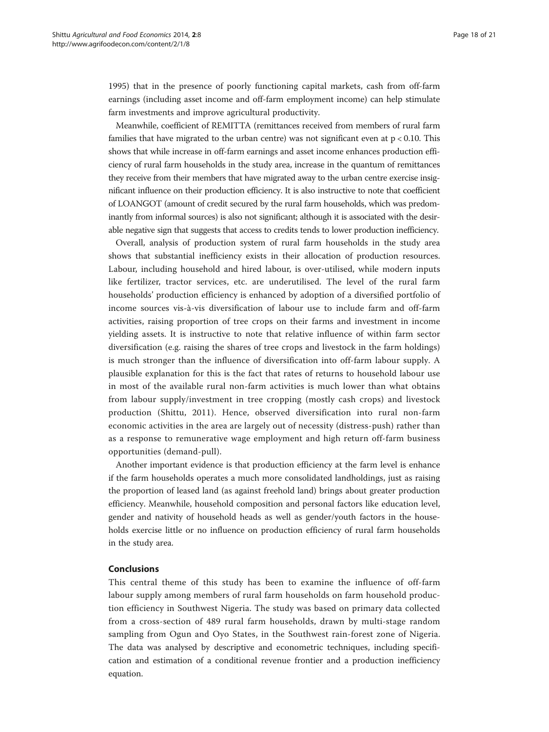1995) that in the presence of poorly functioning capital markets, cash from off-farm earnings (including asset income and off-farm employment income) can help stimulate farm investments and improve agricultural productivity.

Meanwhile, coefficient of REMITTA (remittances received from members of rural farm families that have migrated to the urban centre) was not significant even at $p < 0.10$. This shows that while increase in off-farm earnings and asset income enhances production efficiency of rural farm households in the study area, increase in the quantum of remittances they receive from their members that have migrated away to the urban centre exercise insignificant influence on their production efficiency. It is also instructive to note that coefficient of LOANGOT (amount of credit secured by the rural farm households, which was predominantly from informal sources) is also not significant; although it is associated with the desirable negative sign that suggests that access to credits tends to lower production inefficiency.

Overall, analysis of production system of rural farm households in the study area shows that substantial inefficiency exists in their allocation of production resources. Labour, including household and hired labour, is over-utilised, while modern inputs like fertilizer, tractor services, etc. are underutilised. The level of the rural farm households' production efficiency is enhanced by adoption of a diversified portfolio of income sources vis-à-vis diversification of labour use to include farm and off-farm activities, raising proportion of tree crops on their farms and investment in income yielding assets. It is instructive to note that relative influence of within farm sector diversification (e.g. raising the shares of tree crops and livestock in the farm holdings) is much stronger than the influence of diversification into off-farm labour supply. A plausible explanation for this is the fact that rates of returns to household labour use in most of the available rural non-farm activities is much lower than what obtains from labour supply/investment in tree cropping (mostly cash crops) and livestock production (Shittu, 2011). Hence, observed diversification into rural non-farm economic activities in the area are largely out of necessity (distress-push) rather than as a response to remunerative wage employment and high return off-farm business opportunities (demand-pull).

Another important evidence is that production efficiency at the farm level is enhance if the farm households operates a much more consolidated landholdings, just as raising the proportion of leased land (as against freehold land) brings about greater production efficiency. Meanwhile, household composition and personal factors like education level, gender and nativity of household heads as well as gender/youth factors in the households exercise little or no influence on production efficiency of rural farm households in the study area.

## Conclusions

This central theme of this study has been to examine the influence of off-farm labour supply among members of rural farm households on farm household production efficiency in Southwest Nigeria. The study was based on primary data collected from a cross-section of 489 rural farm households, drawn by multi-stage random sampling from Ogun and Oyo States, in the Southwest rain-forest zone of Nigeria. The data was analysed by descriptive and econometric techniques, including specification and estimation of a conditional revenue frontier and a production inefficiency equation.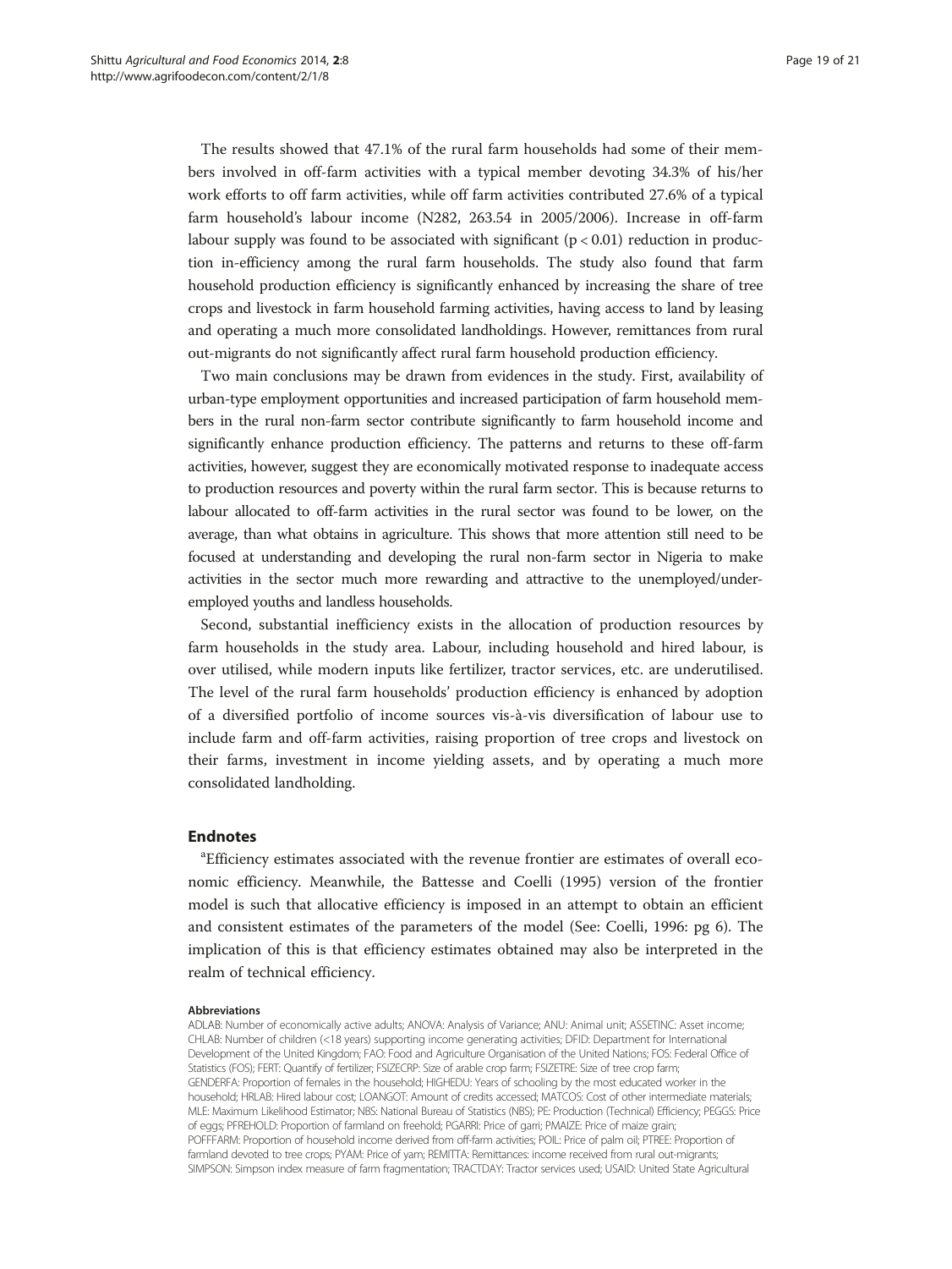The results showed that 47.1% of the rural farm households had some of their members involved in off-farm activities with a typical member devoting 34.3% of his/her work efforts to off farm activities, while off farm activities contributed 27.6% of a typical farm household's labour income (N282, 263.54 in 2005/2006). Increase in off-farm labour supply was found to be associated with significant ($p < 0.01$) reduction in production in-efficiency among the rural farm households. The study also found that farm household production efficiency is significantly enhanced by increasing the share of tree crops and livestock in farm household farming activities, having access to land by leasing and operating a much more consolidated landholdings. However, remittances from rural out-migrants do not significantly affect rural farm household production efficiency.

Two main conclusions may be drawn from evidences in the study. First, availability of urban-type employment opportunities and increased participation of farm household members in the rural non-farm sector contribute significantly to farm household income and significantly enhance production efficiency. The patterns and returns to these off-farm activities, however, suggest they are economically motivated response to inadequate access to production resources and poverty within the rural farm sector. This is because returns to labour allocated to off-farm activities in the rural sector was found to be lower, on the average, than what obtains in agriculture. This shows that more attention still need to be focused at understanding and developing the rural non-farm sector in Nigeria to make activities in the sector much more rewarding and attractive to the unemployed/under-employed youths and landless households.

Second, substantial inefficiency exists in the allocation of production resources by farm households in the study area. Labour, including household and hired labour, is over utilised, while modern inputs like fertilizer, tractor services, etc. are underutilised. The level of the rural farm households' production efficiency is enhanced by adoption of a diversified portfolio of income sources vis-à-vis diversification of labour use to include farm and off-farm activities, raising proportion of tree crops and livestock on their farms, investment in income yielding assets, and by operating a much more consolidated landholding.

## Endnotes

[a]Efficiency estimates associated with the revenue frontier are estimates of overall economic efficiency. Meanwhile, the Battesse and Coelli (1995) version of the frontier model is such that allocative efficiency is imposed in an attempt to obtain an efficient and consistent estimates of the parameters of the model (See: Coelli, 1996: pg 6). The implication of this is that efficiency estimates obtained may also be interpreted in the realm of technical efficiency.

#### Abbreviations

ADLAB: Number of economically active adults; ANOVA: Analysis of Variance; ANU: Animal unit; ASSETINC: Asset income; CHLAB: Number of children (<18 years) supporting income generating activities; DFID: Department for International Development of the United Kingdom; FAO: Food and Agriculture Organisation of the United Nations; FOS: Federal Office of Statistics (FOS); FERT: Quantify of fertilizer; FSIZECRP: Size of arable crop farm; FSIZETRE: Size of tree crop farm; GENDERFA: Proportion of females in the household; HIGHEDU: Years of schooling by the most educated worker in the household; HRLAB: Hired labour cost; LOANGOT: Amount of credits accessed; MATCOS: Cost of other intermediate materials; MLE: Maximum Likelihood Estimator; NBS: National Bureau of Statistics (NBS); PE: Production (Technical) Efficiency; PEGGS: Price of eggs; PFREHOLD: Proportion of farmland on freehold; PGARRI: Price of garri; PMAIZE: Price of maize grain; POFFFARM: Proportion of household income derived from off-farm activities; POIL: Price of palm oil; PTREE: Proportion of farmland devoted to tree crops; PYAM: Price of yam; REMITTA: Remittances: income received from rural out-migrants; SIMPSON: Simpson index measure of farm fragmentation; TRACTDAY: Tractor services used; USAID: United State Agricultural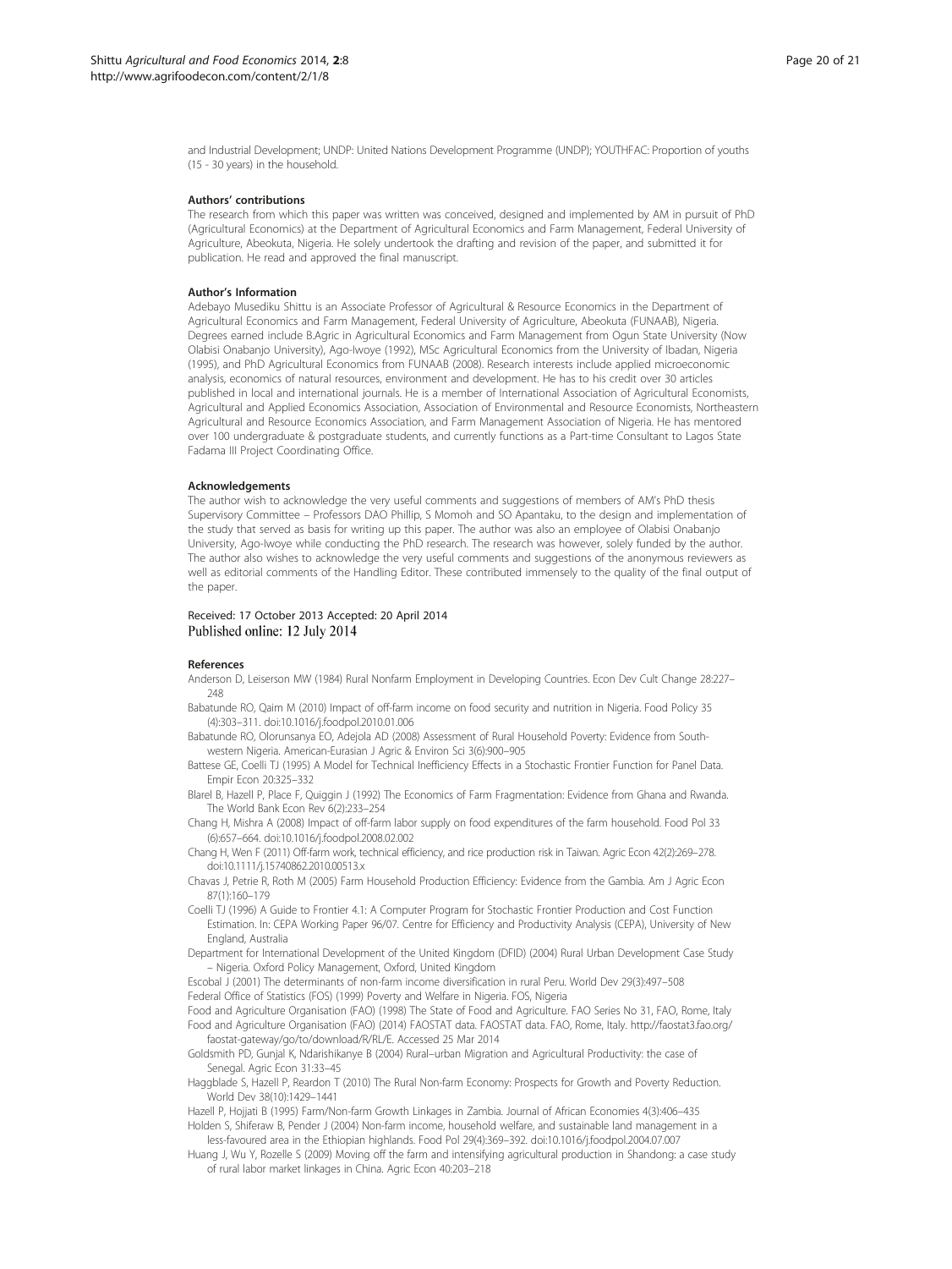and Industrial Development; UNDP: United Nations Development Programme (UNDP); YOUTHFAC: Proportion of youths (15 - 30 years) in the household.

### Authors' contributions

The research from which this paper was written was conceived, designed and implemented by AM in pursuit of PhD (Agricultural Economics) at the Department of Agricultural Economics and Farm Management, Federal University of Agriculture, Abeokuta, Nigeria. He solely undertook the drafting and revision of the paper, and submitted it for publication. He read and approved the final manuscript.

### Author's Information

Adebayo Musediku Shittu is an Associate Professor of Agricultural & Resource Economics in the Department of Agricultural Economics and Farm Management, Federal University of Agriculture, Abeokuta (FUNAAB), Nigeria. Degrees earned include B.Agric in Agricultural Economics and Farm Management from Ogun State University (Now Olabisi Onabanjo University), Ago-Iwoye (1992), MSc Agricultural Economics from the University of Ibadan, Nigeria (1995), and PhD Agricultural Economics from FUNAAB (2008). Research interests include applied microeconomic analysis, economics of natural resources, environment and development. He has to his credit over 30 articles published in local and international journals. He is a member of International Association of Agricultural Economists, Agricultural and Applied Economics Association, Association of Environmental and Resource Economists, Northeastern Agricultural and Resource Economics Association, and Farm Management Association of Nigeria. He has mentored over 100 undergraduate & postgraduate students, and currently functions as a Part-time Consultant to Lagos State Fadama III Project Coordinating Office.

### Acknowledgements

The author wish to acknowledge the very useful comments and suggestions of members of AM's PhD thesis Supervisory Committee – Professors DAO Phillip, S Momoh and SO Apantaku, to the design and implementation of the study that served as basis for writing up this paper. The author was also an employee of Olabisi Onabanjo University, Ago-Iwoye while conducting the PhD research. The research was however, solely funded by the author. The author also wishes to acknowledge the very useful comments and suggestions of the anonymous reviewers as well as editorial comments of the Handling Editor. These contributed immensely to the quality of the final output of the paper.

Received: 17 October 2013 Accepted: 20 April 2014
Published online: 12 July 2014

### References

Anderson D, Leiserson MW (1984) Rural Nonfarm Employment in Developing Countries. Econ Dev Cult Change 28:227–248

Babatunde RO, Qaim M (2010) Impact of off-farm income on food security and nutrition in Nigeria. Food Policy 35 (4):303–311. doi:10.1016/j.foodpol.2010.01.006

Babatunde RO, Olorunsanya EO, Adejola AD (2008) Assessment of Rural Household Poverty: Evidence from South-western Nigeria. American-Eurasian J Agric & Environ Sci 3(6):900–905

Battese GE, Coelli TJ (1995) A Model for Technical Inefficiency Effects in a Stochastic Frontier Function for Panel Data. Empir Econ 20:325–332

Blarel B, Hazell P, Place F, Quiggin J (1992) The Economics of Farm Fragmentation: Evidence from Ghana and Rwanda. The World Bank Econ Rev 6(2):233–254

Chang H, Mishra A (2008) Impact of off-farm labor supply on food expenditures of the farm household. Food Pol 33 (6):657–664. doi:10.1016/j.foodpol.2008.02.002

Chang H, Wen F (2011) Off-farm work, technical efficiency, and rice production risk in Taiwan. Agric Econ 42(2):269–278. doi:10.1111/j.15740862.2010.00513.x

Chavas J, Petrie R, Roth M (2005) Farm Household Production Efficiency: Evidence from the Gambia. Am J Agric Econ 87(1):160–179

Coelli TJ (1996) A Guide to Frontier 4.1: A Computer Program for Stochastic Frontier Production and Cost Function Estimation. In: CEPA Working Paper 96/07. Centre for Efficiency and Productivity Analysis (CEPA), University of New England, Australia

Department for International Development of the United Kingdom (DFID) (2004) Rural Urban Development Case Study – Nigeria. Oxford Policy Management, Oxford, United Kingdom

Escobal J (2001) The determinants of non-farm income diversification in rural Peru. World Dev 29(3):497–508

Federal Office of Statistics (FOS) (1999) Poverty and Welfare in Nigeria. FOS, Nigeria

Food and Agriculture Organisation (FAO) (1998) The State of Food and Agriculture. FAO Series No 31, FAO, Rome, Italy

Food and Agriculture Organisation (FAO) (2014) FAOSTAT data. FAOSTAT data. FAO, Rome, Italy. http://faostat3.fao.org/faostat-gateway/go/to/download/R/RL/E. Accessed 25 Mar 2014

Goldsmith PD, Gunjal K, Ndarishikanye B (2004) Rural–urban Migration and Agricultural Productivity: the case of Senegal. Agric Econ 31:33–45

Haggblade S, Hazell P, Reardon T (2010) The Rural Non-farm Economy: Prospects for Growth and Poverty Reduction. World Dev 38(10):1429–1441

Hazell P, Hojjati B (1995) Farm/Non-farm Growth Linkages in Zambia. Journal of African Economies 4(3):406–435

Holden S, Shiferaw B, Pender J (2004) Non-farm income, household welfare, and sustainable land management in a less-favoured area in the Ethiopian highlands. Food Pol 29(4):369–392. doi:10.1016/j.foodpol.2004.07.007

Huang J, Wu Y, Rozelle S (2009) Moving off the farm and intensifying agricultural production in Shandong: a case study of rural labor market linkages in China. Agric Econ 40:203–218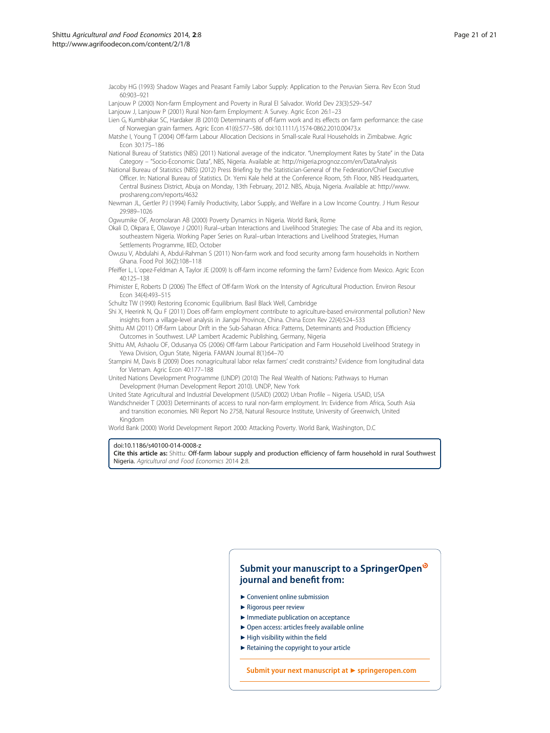Jacoby HG (1993) Shadow Wages and Peasant Family Labor Supply: Application to the Peruvian Sierra. Rev Econ Stud 60:903–921

Lanjouw P (2000) Non-farm Employment and Poverty in Rural El Salvador. World Dev 23(3):529–547

Lanjouw J, Lanjouw P (2001) Rural Non-farm Employment: A Survey. Agric Econ 26:1–23

Lien G, Kumbhakar SC, Hardaker JB (2010) Determinants of off-farm work and its effects on farm performance: the case of Norwegian grain farmers. Agric Econ 41(6):577–586. doi:10.1111/j.1574-0862.2010.00473.x

Matshe I, Young T (2004) Off-farm Labour Allocation Decisions in Small-scale Rural Households in Zimbabwe. Agric Econ 30:175–186

National Bureau of Statistics (NBS) (2011) National average of the indicator. "Unemployment Rates by State" in the Data Category – "Socio-Economic Data", NBS, Nigeria. Available at: http://nigeria.prognoz.com/en/DataAnalysis

National Bureau of Statistics (NBS) (2012) Press Briefing by the Statistician-General of the Federation/Chief Executive Officer. In: National Bureau of Statistics. Dr. Yemi Kale held at the Conference Room, 5th Floor, NBS Headquarters, Central Business District, Abuja on Monday, 13th February, 2012. NBS, Abuja, Nigeria. Available at: http://www.proshareng.com/reports/4632

Newman JL, Gertler PJ (1994) Family Productivity, Labor Supply, and Welfare in a Low Income Country. J Hum Resour 29:989–1026

Ogwumike OF, Aromolaran AB (2000) Poverty Dynamics in Nigeria. World Bank, Rome

Okali D, Okpara E, Olawoye J (2001) Rural–urban Interactions and Livelihood Strategies: The case of Aba and its region, southeastern Nigeria. Working Paper Series on Rural–urban Interactions and Livelihood Strategies, Human Settlements Programme, IIED, October

Owusu V, Abdulahi A, Abdul-Rahman S (2011) Non-farm work and food security among farm households in Northern Ghana. Food Pol 36(2):108–118

Pfeiffer L, L´opez-Feldman A, Taylor JE (2009) Is off-farm income reforming the farm? Evidence from Mexico. Agric Econ 40:125–138

Phimister E, Roberts D (2006) The Effect of Off-farm Work on the Intensity of Agricultural Production. Environ Resour Econ 34(4):493–515

Schultz TW (1990) Restoring Economic Equilibrium. Basil Black Well, Cambridge

Shi X, Heerink N, Qu F (2011) Does off-farm employment contribute to agriculture-based environmental pollution? New insights from a village-level analysis in Jiangxi Province, China. China Econ Rev 22(4):524–533

Shittu AM (2011) Off-farm Labour Drift in the Sub-Saharan Africa: Patterns, Determinants and Production Efficiency Outcomes in Southwest. LAP Lambert Academic Publishing, Germany, Nigeria

Shittu AM, Ashaolu OF, Odusanya OS (2006) Off-farm Labour Participation and Farm Household Livelihood Strategy in Yewa Division, Ogun State, Nigeria. FAMAN Journal 8(1):64–70

Stampini M, Davis B (2009) Does nonagricultural labor relax farmers' credit constraints? Evidence from longitudinal data for Vietnam. Agric Econ 40:177–188

United Nations Development Programme (UNDP) (2010) The Real Wealth of Nations: Pathways to Human Development (Human Development Report 2010). UNDP, New York

United State Agricultural and Industrial Development (USAID) (2002) Urban Profile – Nigeria. USAID, USA

Wandschneider T (2003) Determinants of access to rural non-farm employment. In: Evidence from Africa, South Asia and transition economies. NRI Report No 2758, Natural Resource Institute, University of Greenwich, United Kingdom

World Bank (2000) World Development Report 2000: Attacking Poverty. World Bank, Washington, D.C

doi:10.1186/s40100-014-0008-z

**Cite this article as:** Shittu: Off-farm labour supply and production efficiency of farm household in rural Southwest Nigeria. *Agricultural and Food Economics* 2014 **2**:8.

**Submit your manuscript to a SpringerOpen journal and benefit from:**

- ► Convenient online submission
- ► Rigorous peer review
- ► Immediate publication on acceptance
- ► Open access: articles freely available online
- ► High visibility within the field
- ► Retaining the copyright to your article

**Submit your next manuscript at ► springeropen.com**